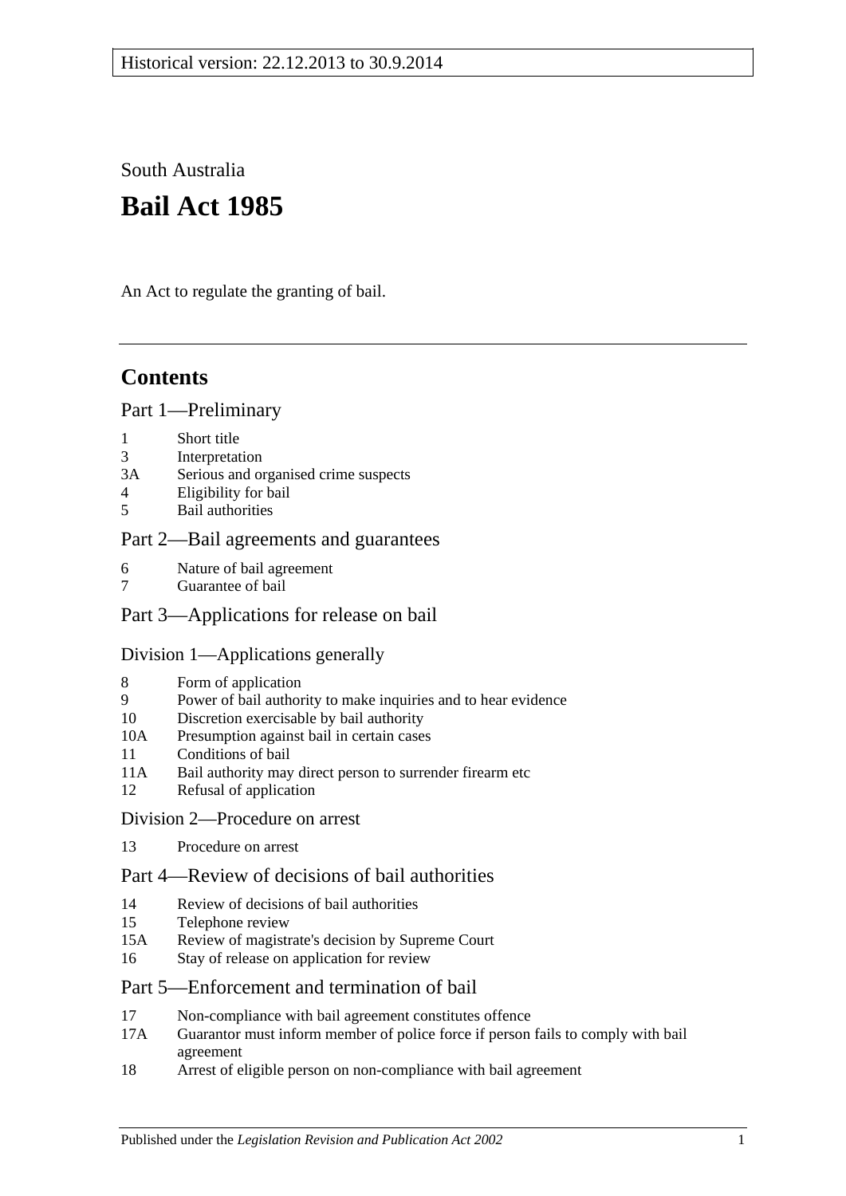Historical version: 22.12.2013 to 30.9.2014

South Australia

# Bail Act 1985

An Act to regulate the granting of bail.

## Contents

### Part 1—Preliminary

- 1 Short title
- 3 Interpretation
- 3A Serious and organised crime suspects
- 4 Eligibility for bail
- 5 Bail authorities

### Part 2—Bail agreements and guarantees

- 6 Nature of bail agreement
- 7 Guarantee of bail

### Part 3—Applications for release on bail

#### Division 1—Applications generally

- 8 Form of application
- 9 Power of bail authority to make inquiries and to hear evidence
- 10 Discretion exercisable by bail authority
- 10A Presumption against bail in certain cases
- 11 Conditions of bail
- 11A Bail authority may direct person to surrender firearm etc
- 12 Refusal of application

#### Division 2—Procedure on arrest

- 13 Procedure on arrest

### Part 4—Review of decisions of bail authorities

- 14 Review of decisions of bail authorities
- 15 Telephone review
- 15A Review of magistrate's decision by Supreme Court
- 16 Stay of release on application for review

### Part 5—Enforcement and termination of bail

- 17 Non-compliance with bail agreement constitutes offence
- 17A Guarantor must inform member of police force if person fails to comply with bail agreement
- 18 Arrest of eligible person on non-compliance with bail agreement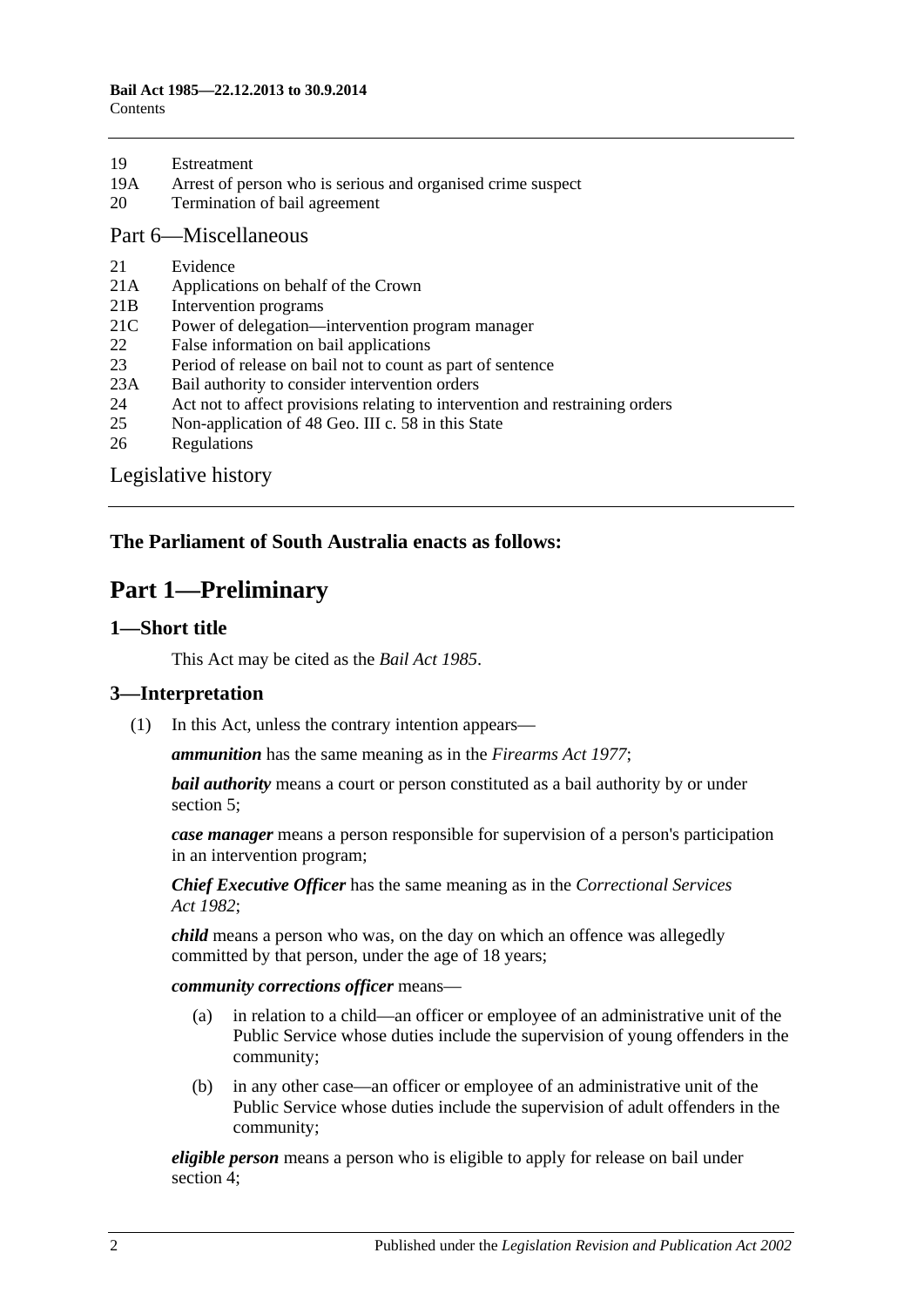19 Estreatment
19A Arrest of person who is serious and organised crime suspect
20 Termination of bail agreement

Part 6—Miscellaneous

21 Evidence
21A Applications on behalf of the Crown
21B Intervention programs
21C Power of delegation—intervention program manager
22 False information on bail applications
23 Period of release on bail not to count as part of sentence
23A Bail authority to consider intervention orders
24 Act not to affect provisions relating to intervention and restraining orders
25 Non-application of 48 Geo. III c. 58 in this State
26 Regulations

Legislative history

**The Parliament of South Australia enacts as follows:**

# Part 1—Preliminary

## 1—Short title

This Act may be cited as the *Bail Act 1985*.

## 3—Interpretation

(1) In this Act, unless the contrary intention appears—

***ammunition*** has the same meaning as in the *Firearms Act 1977*;

***bail authority*** means a court or person constituted as a bail authority by or under section 5;

***case manager*** means a person responsible for supervision of a person's participation in an intervention program;

***Chief Executive Officer*** has the same meaning as in the *Correctional Services Act 1982*;

***child*** means a person who was, on the day on which an offence was allegedly committed by that person, under the age of 18 years;

***community corrections officer*** means—

(a) in relation to a child—an officer or employee of an administrative unit of the Public Service whose duties include the supervision of young offenders in the community;

(b) in any other case—an officer or employee of an administrative unit of the Public Service whose duties include the supervision of adult offenders in the community;

***eligible person*** means a person who is eligible to apply for release on bail under section 4;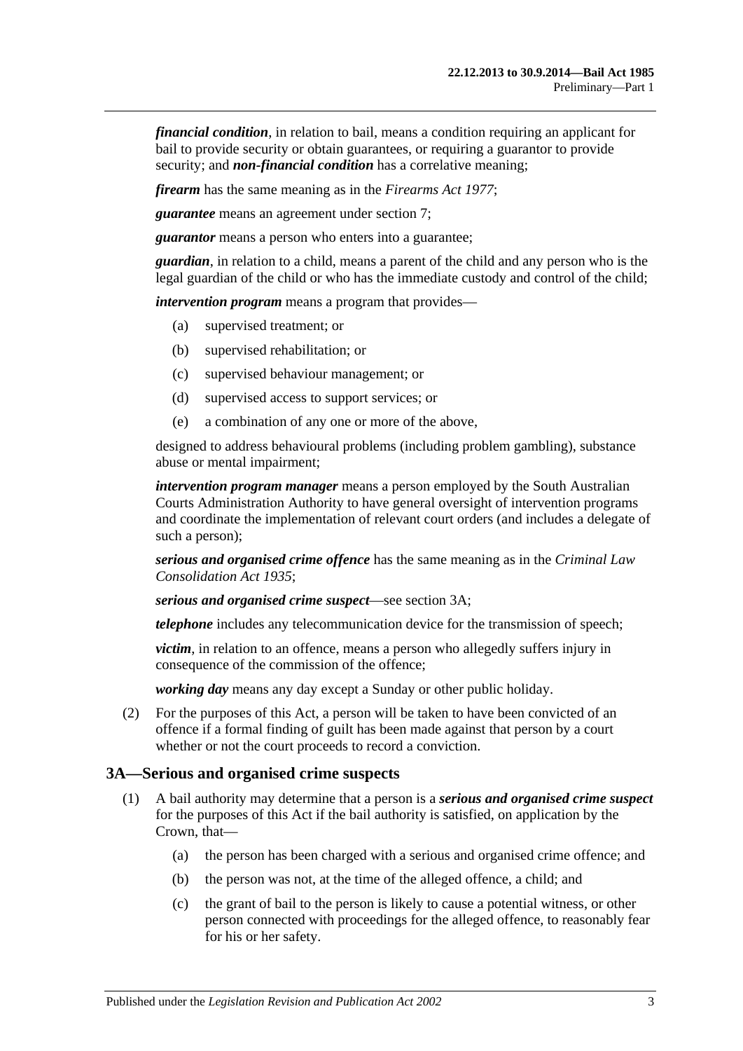***financial condition***, in relation to bail, means a condition requiring an applicant for bail to provide security or obtain guarantees, or requiring a guarantor to provide security; and ***non-financial condition*** has a correlative meaning;

***firearm*** has the same meaning as in the *Firearms Act 1977*;

***guarantee*** means an agreement under section 7;

***guarantor*** means a person who enters into a guarantee;

***guardian***, in relation to a child, means a parent of the child and any person who is the legal guardian of the child or who has the immediate custody and control of the child;

***intervention program*** means a program that provides—

- (a) supervised treatment; or
- (b) supervised rehabilitation; or
- (c) supervised behaviour management; or
- (d) supervised access to support services; or
- (e) a combination of any one or more of the above,

designed to address behavioural problems (including problem gambling), substance abuse or mental impairment;

***intervention program manager*** means a person employed by the South Australian Courts Administration Authority to have general oversight of intervention programs and coordinate the implementation of relevant court orders (and includes a delegate of such a person);

***serious and organised crime offence*** has the same meaning as in the *Criminal Law Consolidation Act 1935*;

***serious and organised crime suspect***—see section 3A;

***telephone*** includes any telecommunication device for the transmission of speech;

***victim***, in relation to an offence, means a person who allegedly suffers injury in consequence of the commission of the offence;

***working day*** means any day except a Sunday or other public holiday.

(2) For the purposes of this Act, a person will be taken to have been convicted of an offence if a formal finding of guilt has been made against that person by a court whether or not the court proceeds to record a conviction.

## 3A—Serious and organised crime suspects

(1) A bail authority may determine that a person is a ***serious and organised crime suspect*** for the purposes of this Act if the bail authority is satisfied, on application by the Crown, that—

- (a) the person has been charged with a serious and organised crime offence; and
- (b) the person was not, at the time of the alleged offence, a child; and
- (c) the grant of bail to the person is likely to cause a potential witness, or other person connected with proceedings for the alleged offence, to reasonably fear for his or her safety.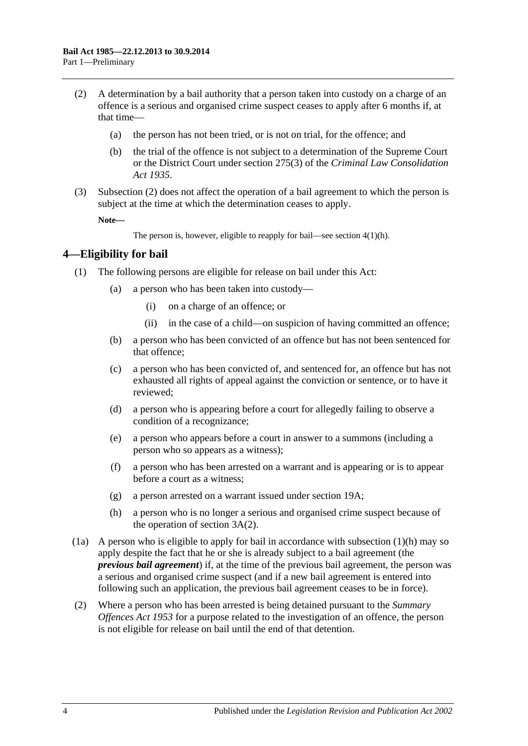(2) A determination by a bail authority that a person taken into custody on a charge of an offence is a serious and organised crime suspect ceases to apply after 6 months if, at that time—

(a) the person has not been tried, or is not on trial, for the offence; and

(b) the trial of the offence is not subject to a determination of the Supreme Court or the District Court under section 275(3) of the *Criminal Law Consolidation Act 1935*.

(3) Subsection (2) does not affect the operation of a bail agreement to which the person is subject at the time at which the determination ceases to apply.

**Note—**

The person is, however, eligible to reapply for bail—see section 4(1)(h).

## 4—Eligibility for bail

(1) The following persons are eligible for release on bail under this Act:

(a) a person who has been taken into custody—

(i) on a charge of an offence; or

(ii) in the case of a child—on suspicion of having committed an offence;

(b) a person who has been convicted of an offence but has not been sentenced for that offence;

(c) a person who has been convicted of, and sentenced for, an offence but has not exhausted all rights of appeal against the conviction or sentence, or to have it reviewed;

(d) a person who is appearing before a court for allegedly failing to observe a condition of a recognizance;

(e) a person who appears before a court in answer to a summons (including a person who so appears as a witness);

(f) a person who has been arrested on a warrant and is appearing or is to appear before a court as a witness;

(g) a person arrested on a warrant issued under section 19A;

(h) a person who is no longer a serious and organised crime suspect because of the operation of section 3A(2).

(1a) A person who is eligible to apply for bail in accordance with subsection (1)(h) may so apply despite the fact that he or she is already subject to a bail agreement (the ***previous bail agreement***) if, at the time of the previous bail agreement, the person was a serious and organised crime suspect (and if a new bail agreement is entered into following such an application, the previous bail agreement ceases to be in force).

(2) Where a person who has been arrested is being detained pursuant to the *Summary Offences Act 1953* for a purpose related to the investigation of an offence, the person is not eligible for release on bail until the end of that detention.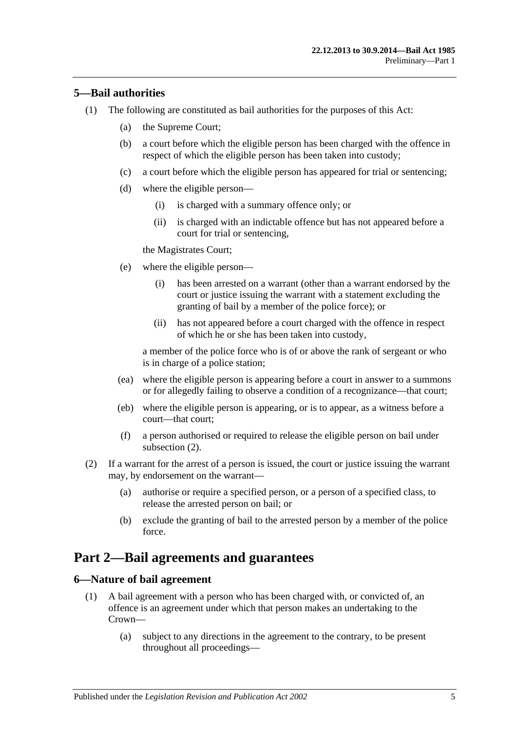## 5—Bail authorities

(1) The following are constituted as bail authorities for the purposes of this Act:

(a) the Supreme Court;

(b) a court before which the eligible person has been charged with the offence in respect of which the eligible person has been taken into custody;

(c) a court before which the eligible person has appeared for trial or sentencing;

(d) where the eligible person—

(i) is charged with a summary offence only; or

(ii) is charged with an indictable offence but has not appeared before a court for trial or sentencing,

the Magistrates Court;

(e) where the eligible person—

(i) has been arrested on a warrant (other than a warrant endorsed by the court or justice issuing the warrant with a statement excluding the granting of bail by a member of the police force); or

(ii) has not appeared before a court charged with the offence in respect of which he or she has been taken into custody,

a member of the police force who is of or above the rank of sergeant or who is in charge of a police station;

(ea) where the eligible person is appearing before a court in answer to a summons or for allegedly failing to observe a condition of a recognizance—that court;

(eb) where the eligible person is appearing, or is to appear, as a witness before a court—that court;

(f) a person authorised or required to release the eligible person on bail under subsection (2).

(2) If a warrant for the arrest of a person is issued, the court or justice issuing the warrant may, by endorsement on the warrant—

(a) authorise or require a specified person, or a person of a specified class, to release the arrested person on bail; or

(b) exclude the granting of bail to the arrested person by a member of the police force.

# Part 2—Bail agreements and guarantees

## 6—Nature of bail agreement

(1) A bail agreement with a person who has been charged with, or convicted of, an offence is an agreement under which that person makes an undertaking to the Crown—

(a) subject to any directions in the agreement to the contrary, to be present throughout all proceedings—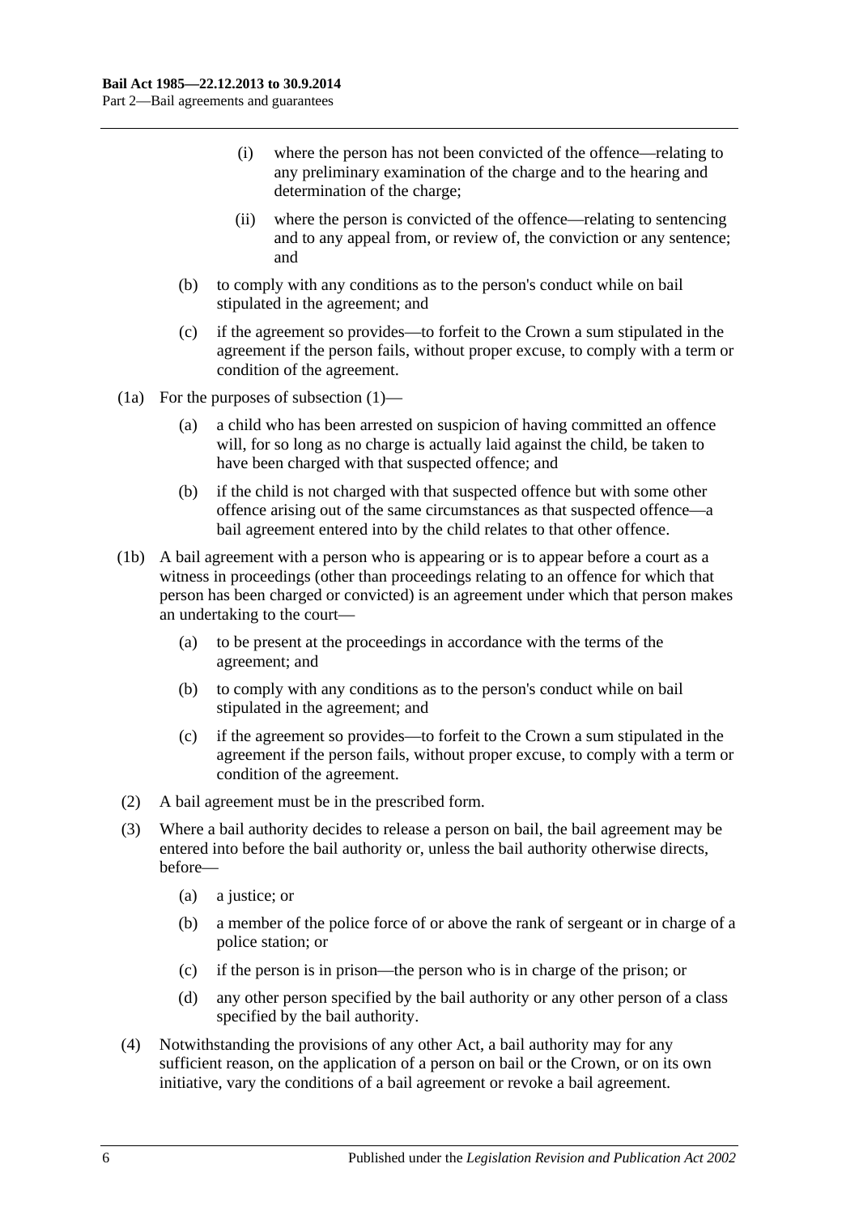(i) where the person has not been convicted of the offence—relating to any preliminary examination of the charge and to the hearing and determination of the charge;

(ii) where the person is convicted of the offence—relating to sentencing and to any appeal from, or review of, the conviction or any sentence; and

(b) to comply with any conditions as to the person's conduct while on bail stipulated in the agreement; and

(c) if the agreement so provides—to forfeit to the Crown a sum stipulated in the agreement if the person fails, without proper excuse, to comply with a term or condition of the agreement.

(1a) For the purposes of subsection (1)—

(a) a child who has been arrested on suspicion of having committed an offence will, for so long as no charge is actually laid against the child, be taken to have been charged with that suspected offence; and

(b) if the child is not charged with that suspected offence but with some other offence arising out of the same circumstances as that suspected offence—a bail agreement entered into by the child relates to that other offence.

(1b) A bail agreement with a person who is appearing or is to appear before a court as a witness in proceedings (other than proceedings relating to an offence for which that person has been charged or convicted) is an agreement under which that person makes an undertaking to the court—

(a) to be present at the proceedings in accordance with the terms of the agreement; and

(b) to comply with any conditions as to the person's conduct while on bail stipulated in the agreement; and

(c) if the agreement so provides—to forfeit to the Crown a sum stipulated in the agreement if the person fails, without proper excuse, to comply with a term or condition of the agreement.

(2) A bail agreement must be in the prescribed form.

(3) Where a bail authority decides to release a person on bail, the bail agreement may be entered into before the bail authority or, unless the bail authority otherwise directs, before—

(a) a justice; or

(b) a member of the police force of or above the rank of sergeant or in charge of a police station; or

(c) if the person is in prison—the person who is in charge of the prison; or

(d) any other person specified by the bail authority or any other person of a class specified by the bail authority.

(4) Notwithstanding the provisions of any other Act, a bail authority may for any sufficient reason, on the application of a person on bail or the Crown, or on its own initiative, vary the conditions of a bail agreement or revoke a bail agreement.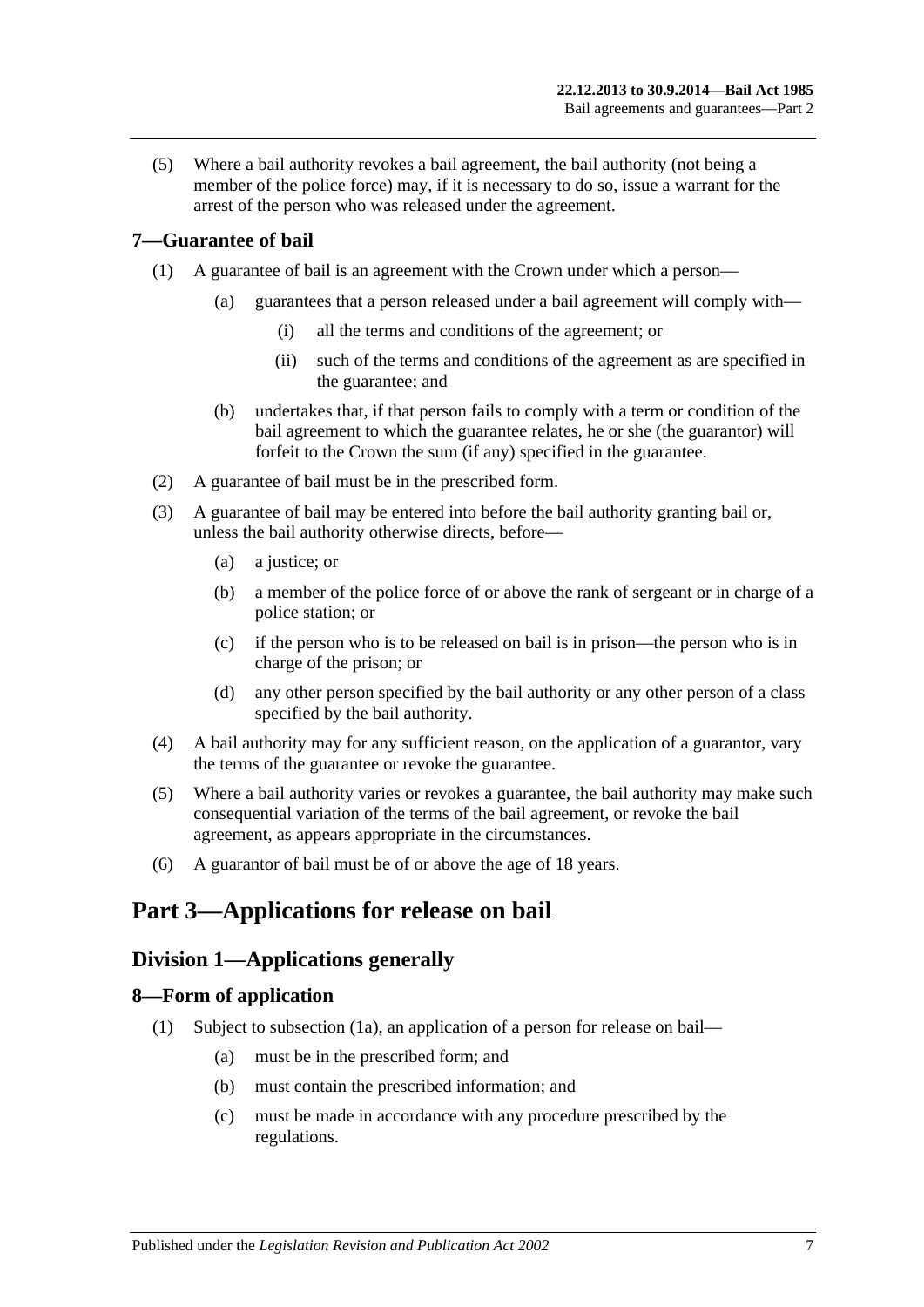(5) Where a bail authority revokes a bail agreement, the bail authority (not being a member of the police force) may, if it is necessary to do so, issue a warrant for the arrest of the person who was released under the agreement.

### 7—Guarantee of bail

(1) A guarantee of bail is an agreement with the Crown under which a person—

   (a) guarantees that a person released under a bail agreement will comply with—

      (i) all the terms and conditions of the agreement; or

      (ii) such of the terms and conditions of the agreement as are specified in the guarantee; and

   (b) undertakes that, if that person fails to comply with a term or condition of the bail agreement to which the guarantee relates, he or she (the guarantor) will forfeit to the Crown the sum (if any) specified in the guarantee.

(2) A guarantee of bail must be in the prescribed form.

(3) A guarantee of bail may be entered into before the bail authority granting bail or, unless the bail authority otherwise directs, before—

   (a) a justice; or

   (b) a member of the police force of or above the rank of sergeant or in charge of a police station; or

   (c) if the person who is to be released on bail is in prison—the person who is in charge of the prison; or

   (d) any other person specified by the bail authority or any other person of a class specified by the bail authority.

(4) A bail authority may for any sufficient reason, on the application of a guarantor, vary the terms of the guarantee or revoke the guarantee.

(5) Where a bail authority varies or revokes a guarantee, the bail authority may make such consequential variation of the terms of the bail agreement, or revoke the bail agreement, as appears appropriate in the circumstances.

(6) A guarantor of bail must be of or above the age of 18 years.

# Part 3—Applications for release on bail

## Division 1—Applications generally

### 8—Form of application

(1) Subject to subsection (1a), an application of a person for release on bail—

   (a) must be in the prescribed form; and

   (b) must contain the prescribed information; and

   (c) must be made in accordance with any procedure prescribed by the regulations.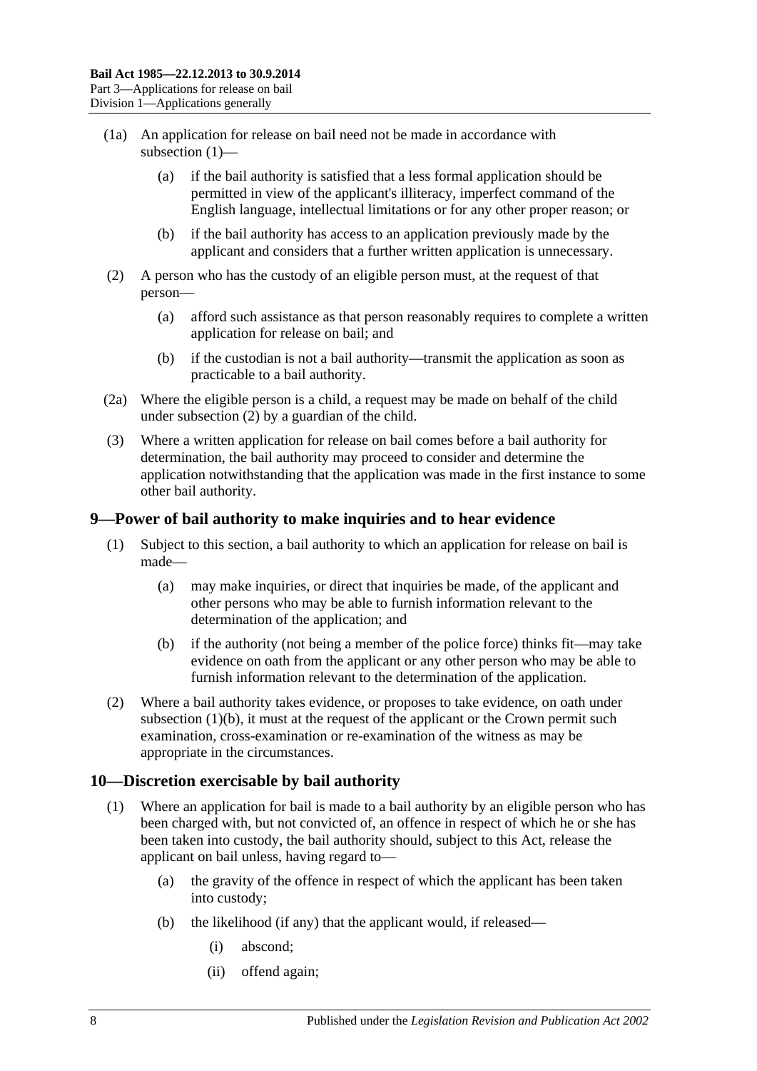(1a) An application for release on bail need not be made in accordance with subsection (1)—

(a) if the bail authority is satisfied that a less formal application should be permitted in view of the applicant's illiteracy, imperfect command of the English language, intellectual limitations or for any other proper reason; or

(b) if the bail authority has access to an application previously made by the applicant and considers that a further written application is unnecessary.

(2) A person who has the custody of an eligible person must, at the request of that person—

(a) afford such assistance as that person reasonably requires to complete a written application for release on bail; and

(b) if the custodian is not a bail authority—transmit the application as soon as practicable to a bail authority.

(2a) Where the eligible person is a child, a request may be made on behalf of the child under subsection (2) by a guardian of the child.

(3) Where a written application for release on bail comes before a bail authority for determination, the bail authority may proceed to consider and determine the application notwithstanding that the application was made in the first instance to some other bail authority.

## 9—Power of bail authority to make inquiries and to hear evidence

(1) Subject to this section, a bail authority to which an application for release on bail is made—

(a) may make inquiries, or direct that inquiries be made, of the applicant and other persons who may be able to furnish information relevant to the determination of the application; and

(b) if the authority (not being a member of the police force) thinks fit—may take evidence on oath from the applicant or any other person who may be able to furnish information relevant to the determination of the application.

(2) Where a bail authority takes evidence, or proposes to take evidence, on oath under subsection (1)(b), it must at the request of the applicant or the Crown permit such examination, cross-examination or re-examination of the witness as may be appropriate in the circumstances.

## 10—Discretion exercisable by bail authority

(1) Where an application for bail is made to a bail authority by an eligible person who has been charged with, but not convicted of, an offence in respect of which he or she has been taken into custody, the bail authority should, subject to this Act, release the applicant on bail unless, having regard to—

(a) the gravity of the offence in respect of which the applicant has been taken into custody;

(b) the likelihood (if any) that the applicant would, if released—

(i) abscond;

(ii) offend again;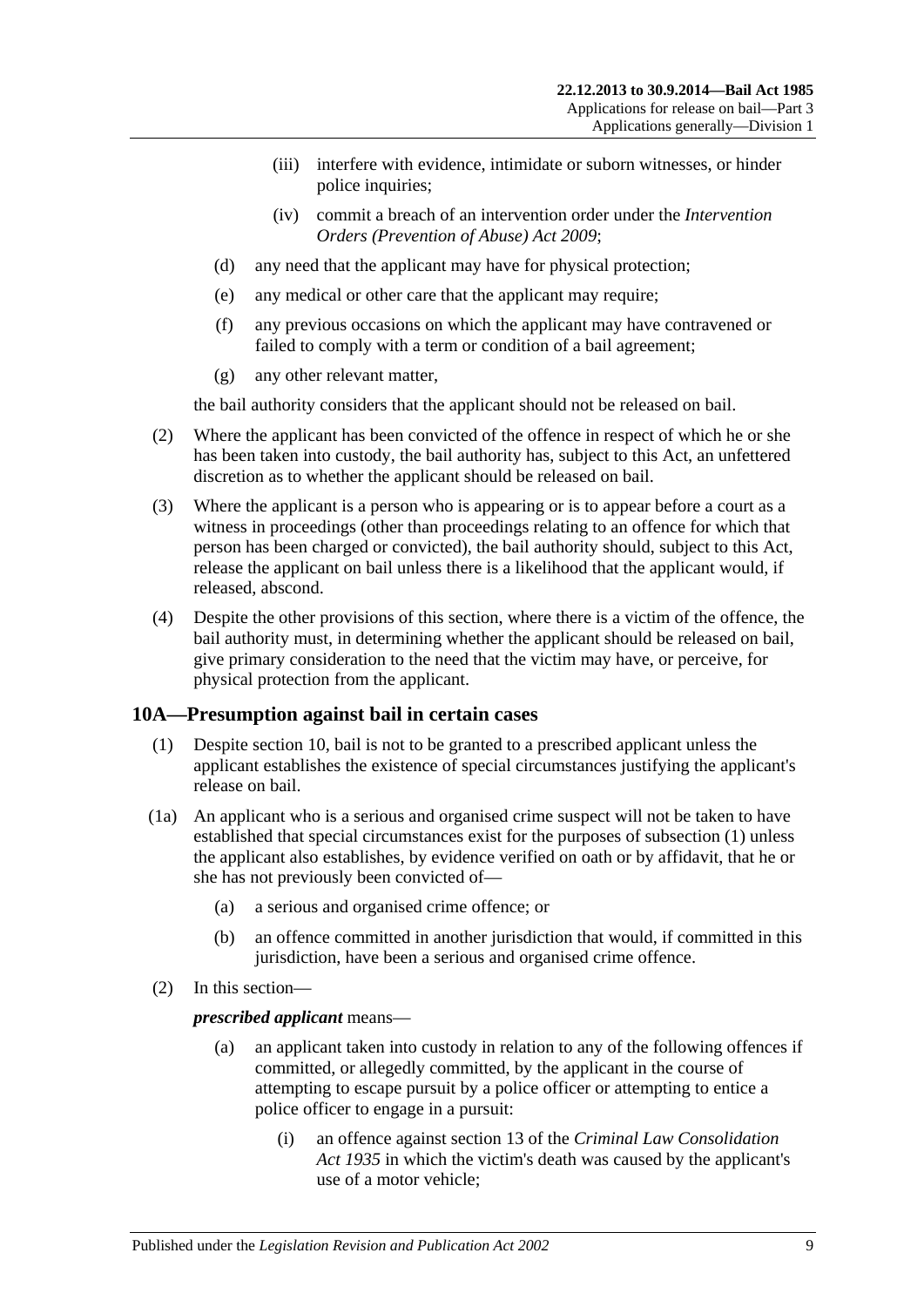(iii) interfere with evidence, intimidate or suborn witnesses, or hinder police inquiries;

(iv) commit a breach of an intervention order under the *Intervention Orders (Prevention of Abuse) Act 2009*;

(d) any need that the applicant may have for physical protection;

(e) any medical or other care that the applicant may require;

(f) any previous occasions on which the applicant may have contravened or failed to comply with a term or condition of a bail agreement;

(g) any other relevant matter,

the bail authority considers that the applicant should not be released on bail.

(2) Where the applicant has been convicted of the offence in respect of which he or she has been taken into custody, the bail authority has, subject to this Act, an unfettered discretion as to whether the applicant should be released on bail.

(3) Where the applicant is a person who is appearing or is to appear before a court as a witness in proceedings (other than proceedings relating to an offence for which that person has been charged or convicted), the bail authority should, subject to this Act, release the applicant on bail unless there is a likelihood that the applicant would, if released, abscond.

(4) Despite the other provisions of this section, where there is a victim of the offence, the bail authority must, in determining whether the applicant should be released on bail, give primary consideration to the need that the victim may have, or perceive, for physical protection from the applicant.

## 10A—Presumption against bail in certain cases

(1) Despite section 10, bail is not to be granted to a prescribed applicant unless the applicant establishes the existence of special circumstances justifying the applicant's release on bail.

(1a) An applicant who is a serious and organised crime suspect will not be taken to have established that special circumstances exist for the purposes of subsection (1) unless the applicant also establishes, by evidence verified on oath or by affidavit, that he or she has not previously been convicted of—

(a) a serious and organised crime offence; or

(b) an offence committed in another jurisdiction that would, if committed in this jurisdiction, have been a serious and organised crime offence.

(2) In this section—

***prescribed applicant*** means—

(a) an applicant taken into custody in relation to any of the following offences if committed, or allegedly committed, by the applicant in the course of attempting to escape pursuit by a police officer or attempting to entice a police officer to engage in a pursuit:

(i) an offence against section 13 of the *Criminal Law Consolidation Act 1935* in which the victim's death was caused by the applicant's use of a motor vehicle;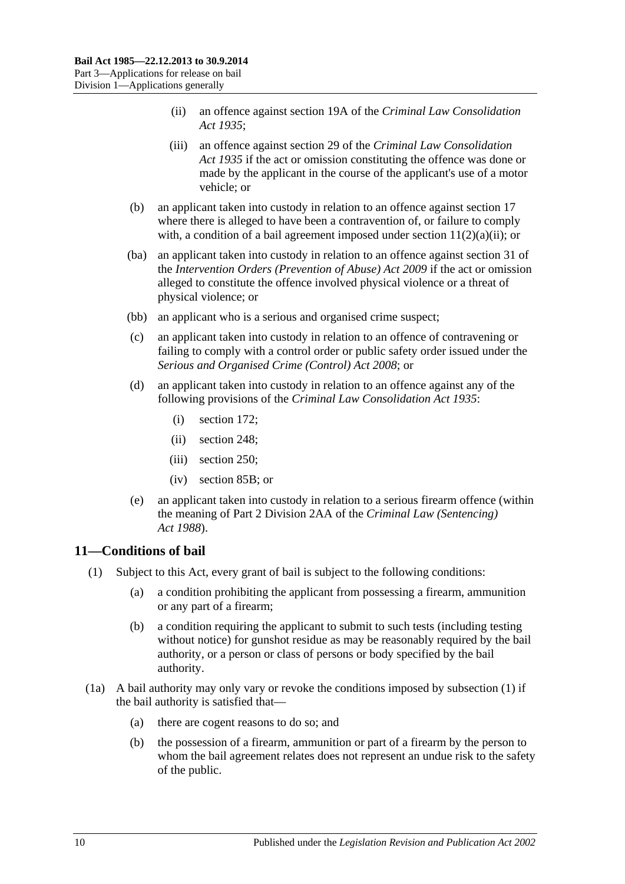(ii) an offence against section 19A of the *Criminal Law Consolidation Act 1935*;

(iii) an offence against section 29 of the *Criminal Law Consolidation Act 1935* if the act or omission constituting the offence was done or made by the applicant in the course of the applicant's use of a motor vehicle; or

(b) an applicant taken into custody in relation to an offence against section 17 where there is alleged to have been a contravention of, or failure to comply with, a condition of a bail agreement imposed under section 11(2)(a)(ii); or

(ba) an applicant taken into custody in relation to an offence against section 31 of the *Intervention Orders (Prevention of Abuse) Act 2009* if the act or omission alleged to constitute the offence involved physical violence or a threat of physical violence; or

(bb) an applicant who is a serious and organised crime suspect;

(c) an applicant taken into custody in relation to an offence of contravening or failing to comply with a control order or public safety order issued under the *Serious and Organised Crime (Control) Act 2008*; or

(d) an applicant taken into custody in relation to an offence against any of the following provisions of the *Criminal Law Consolidation Act 1935*:

(i) section 172;

(ii) section 248;

(iii) section 250;

(iv) section 85B; or

(e) an applicant taken into custody in relation to a serious firearm offence (within the meaning of Part 2 Division 2AA of the *Criminal Law (Sentencing) Act 1988*).

## 11—Conditions of bail

(1) Subject to this Act, every grant of bail is subject to the following conditions:

(a) a condition prohibiting the applicant from possessing a firearm, ammunition or any part of a firearm;

(b) a condition requiring the applicant to submit to such tests (including testing without notice) for gunshot residue as may be reasonably required by the bail authority, or a person or class of persons or body specified by the bail authority.

(1a) A bail authority may only vary or revoke the conditions imposed by subsection (1) if the bail authority is satisfied that—

(a) there are cogent reasons to do so; and

(b) the possession of a firearm, ammunition or part of a firearm by the person to whom the bail agreement relates does not represent an undue risk to the safety of the public.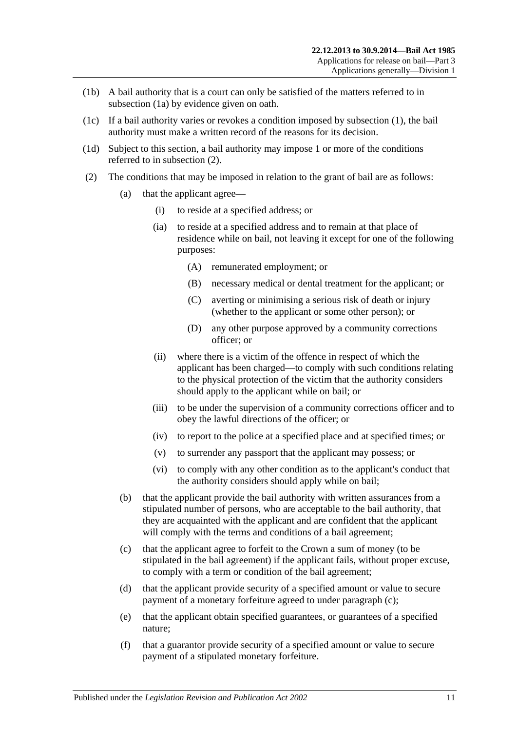(1b) A bail authority that is a court can only be satisfied of the matters referred to in subsection (1a) by evidence given on oath.

(1c) If a bail authority varies or revokes a condition imposed by subsection (1), the bail authority must make a written record of the reasons for its decision.

(1d) Subject to this section, a bail authority may impose 1 or more of the conditions referred to in subsection (2).

(2) The conditions that may be imposed in relation to the grant of bail are as follows:

(a) that the applicant agree—

(i) to reside at a specified address; or

(ia) to reside at a specified address and to remain at that place of residence while on bail, not leaving it except for one of the following purposes:

(A) remunerated employment; or

(B) necessary medical or dental treatment for the applicant; or

(C) averting or minimising a serious risk of death or injury (whether to the applicant or some other person); or

(D) any other purpose approved by a community corrections officer; or

(ii) where there is a victim of the offence in respect of which the applicant has been charged—to comply with such conditions relating to the physical protection of the victim that the authority considers should apply to the applicant while on bail; or

(iii) to be under the supervision of a community corrections officer and to obey the lawful directions of the officer; or

(iv) to report to the police at a specified place and at specified times; or

(v) to surrender any passport that the applicant may possess; or

(vi) to comply with any other condition as to the applicant's conduct that the authority considers should apply while on bail;

(b) that the applicant provide the bail authority with written assurances from a stipulated number of persons, who are acceptable to the bail authority, that they are acquainted with the applicant and are confident that the applicant will comply with the terms and conditions of a bail agreement;

(c) that the applicant agree to forfeit to the Crown a sum of money (to be stipulated in the bail agreement) if the applicant fails, without proper excuse, to comply with a term or condition of the bail agreement;

(d) that the applicant provide security of a specified amount or value to secure payment of a monetary forfeiture agreed to under paragraph (c);

(e) that the applicant obtain specified guarantees, or guarantees of a specified nature;

(f) that a guarantor provide security of a specified amount or value to secure payment of a stipulated monetary forfeiture.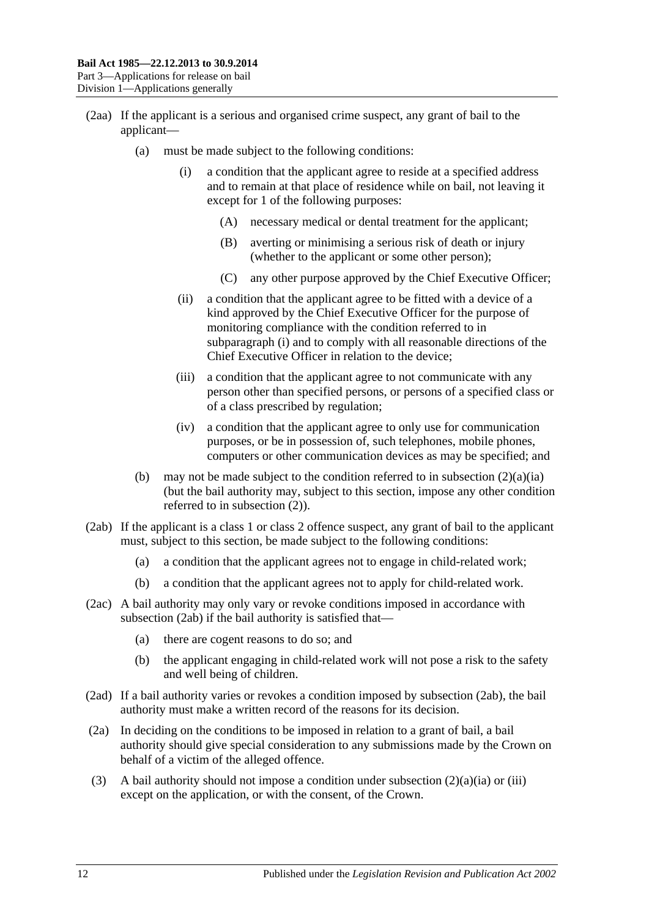(2aa) If the applicant is a serious and organised crime suspect, any grant of bail to the applicant—

(a) must be made subject to the following conditions:

(i) a condition that the applicant agree to reside at a specified address and to remain at that place of residence while on bail, not leaving it except for 1 of the following purposes:

(A) necessary medical or dental treatment for the applicant;

(B) averting or minimising a serious risk of death or injury (whether to the applicant or some other person);

(C) any other purpose approved by the Chief Executive Officer;

(ii) a condition that the applicant agree to be fitted with a device of a kind approved by the Chief Executive Officer for the purpose of monitoring compliance with the condition referred to in subparagraph (i) and to comply with all reasonable directions of the Chief Executive Officer in relation to the device;

(iii) a condition that the applicant agree to not communicate with any person other than specified persons, or persons of a specified class or of a class prescribed by regulation;

(iv) a condition that the applicant agree to only use for communication purposes, or be in possession of, such telephones, mobile phones, computers or other communication devices as may be specified; and

(b) may not be made subject to the condition referred to in subsection (2)(a)(ia) (but the bail authority may, subject to this section, impose any other condition referred to in subsection (2)).

(2ab) If the applicant is a class 1 or class 2 offence suspect, any grant of bail to the applicant must, subject to this section, be made subject to the following conditions:

(a) a condition that the applicant agrees not to engage in child-related work;

(b) a condition that the applicant agrees not to apply for child-related work.

(2ac) A bail authority may only vary or revoke conditions imposed in accordance with subsection (2ab) if the bail authority is satisfied that—

(a) there are cogent reasons to do so; and

(b) the applicant engaging in child-related work will not pose a risk to the safety and well being of children.

(2ad) If a bail authority varies or revokes a condition imposed by subsection (2ab), the bail authority must make a written record of the reasons for its decision.

(2a) In deciding on the conditions to be imposed in relation to a grant of bail, a bail authority should give special consideration to any submissions made by the Crown on behalf of a victim of the alleged offence.

(3) A bail authority should not impose a condition under subsection (2)(a)(ia) or (iii) except on the application, or with the consent, of the Crown.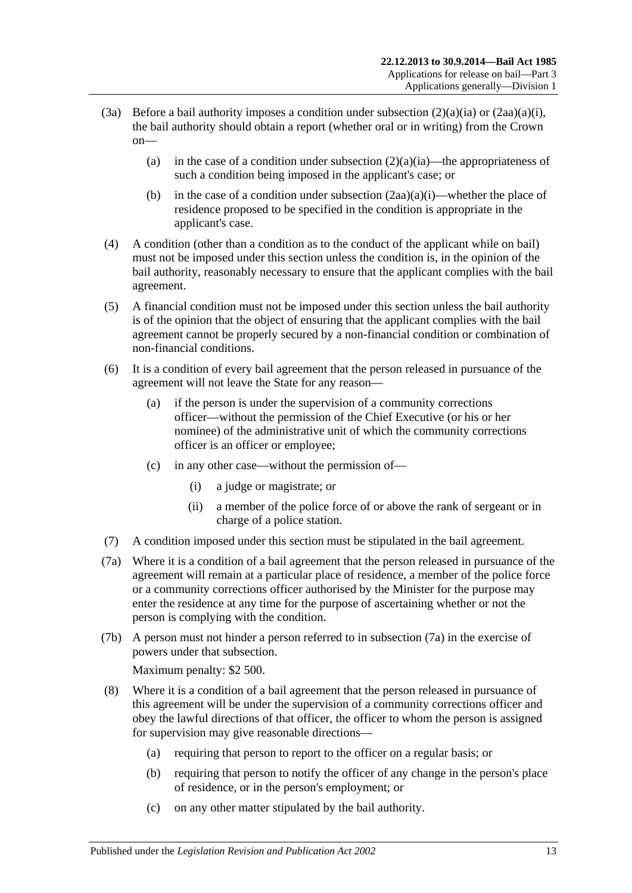(3a) Before a bail authority imposes a condition under subsection (2)(a)(ia) or (2aa)(a)(i), the bail authority should obtain a report (whether oral or in writing) from the Crown on—

(a) in the case of a condition under subsection (2)(a)(ia)—the appropriateness of such a condition being imposed in the applicant's case; or

(b) in the case of a condition under subsection (2aa)(a)(i)—whether the place of residence proposed to be specified in the condition is appropriate in the applicant's case.

(4) A condition (other than a condition as to the conduct of the applicant while on bail) must not be imposed under this section unless the condition is, in the opinion of the bail authority, reasonably necessary to ensure that the applicant complies with the bail agreement.

(5) A financial condition must not be imposed under this section unless the bail authority is of the opinion that the object of ensuring that the applicant complies with the bail agreement cannot be properly secured by a non-financial condition or combination of non-financial conditions.

(6) It is a condition of every bail agreement that the person released in pursuance of the agreement will not leave the State for any reason—

(a) if the person is under the supervision of a community corrections officer—without the permission of the Chief Executive (or his or her nominee) of the administrative unit of which the community corrections officer is an officer or employee;

(c) in any other case—without the permission of—

(i) a judge or magistrate; or

(ii) a member of the police force of or above the rank of sergeant or in charge of a police station.

(7) A condition imposed under this section must be stipulated in the bail agreement.

(7a) Where it is a condition of a bail agreement that the person released in pursuance of the agreement will remain at a particular place of residence, a member of the police force or a community corrections officer authorised by the Minister for the purpose may enter the residence at any time for the purpose of ascertaining whether or not the person is complying with the condition.

(7b) A person must not hinder a person referred to in subsection (7a) in the exercise of powers under that subsection.

Maximum penalty: $2 500.

(8) Where it is a condition of a bail agreement that the person released in pursuance of this agreement will be under the supervision of a community corrections officer and obey the lawful directions of that officer, the officer to whom the person is assigned for supervision may give reasonable directions—

(a) requiring that person to report to the officer on a regular basis; or

(b) requiring that person to notify the officer of any change in the person's place of residence, or in the person's employment; or

(c) on any other matter stipulated by the bail authority.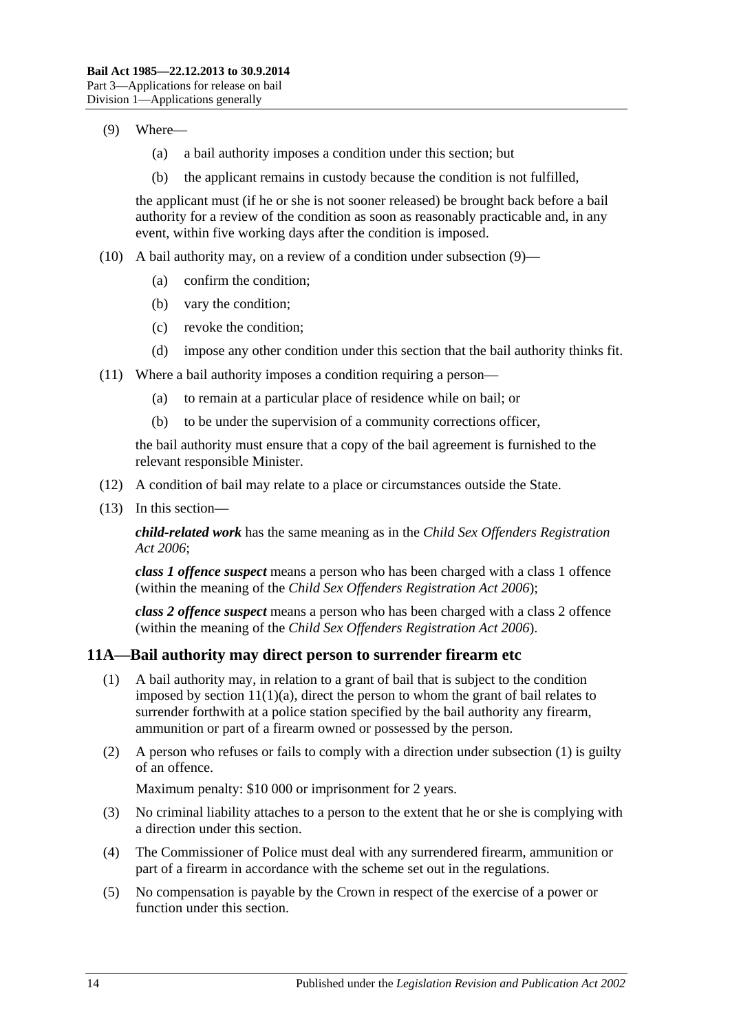(9) Where—

(a) a bail authority imposes a condition under this section; but

(b) the applicant remains in custody because the condition is not fulfilled,

the applicant must (if he or she is not sooner released) be brought back before a bail authority for a review of the condition as soon as reasonably practicable and, in any event, within five working days after the condition is imposed.

(10) A bail authority may, on a review of a condition under subsection (9)—

(a) confirm the condition;

(b) vary the condition;

(c) revoke the condition;

(d) impose any other condition under this section that the bail authority thinks fit.

(11) Where a bail authority imposes a condition requiring a person—

(a) to remain at a particular place of residence while on bail; or

(b) to be under the supervision of a community corrections officer,

the bail authority must ensure that a copy of the bail agreement is furnished to the relevant responsible Minister.

(12) A condition of bail may relate to a place or circumstances outside the State.

(13) In this section—

***child-related work*** has the same meaning as in the *Child Sex Offenders Registration Act 2006*;

***class 1 offence suspect*** means a person who has been charged with a class 1 offence (within the meaning of the *Child Sex Offenders Registration Act 2006*);

***class 2 offence suspect*** means a person who has been charged with a class 2 offence (within the meaning of the *Child Sex Offenders Registration Act 2006*).

## 11A—Bail authority may direct person to surrender firearm etc

(1) A bail authority may, in relation to a grant of bail that is subject to the condition imposed by section 11(1)(a), direct the person to whom the grant of bail relates to surrender forthwith at a police station specified by the bail authority any firearm, ammunition or part of a firearm owned or possessed by the person.

(2) A person who refuses or fails to comply with a direction under subsection (1) is guilty of an offence.

Maximum penalty: $10 000 or imprisonment for 2 years.

(3) No criminal liability attaches to a person to the extent that he or she is complying with a direction under this section.

(4) The Commissioner of Police must deal with any surrendered firearm, ammunition or part of a firearm in accordance with the scheme set out in the regulations.

(5) No compensation is payable by the Crown in respect of the exercise of a power or function under this section.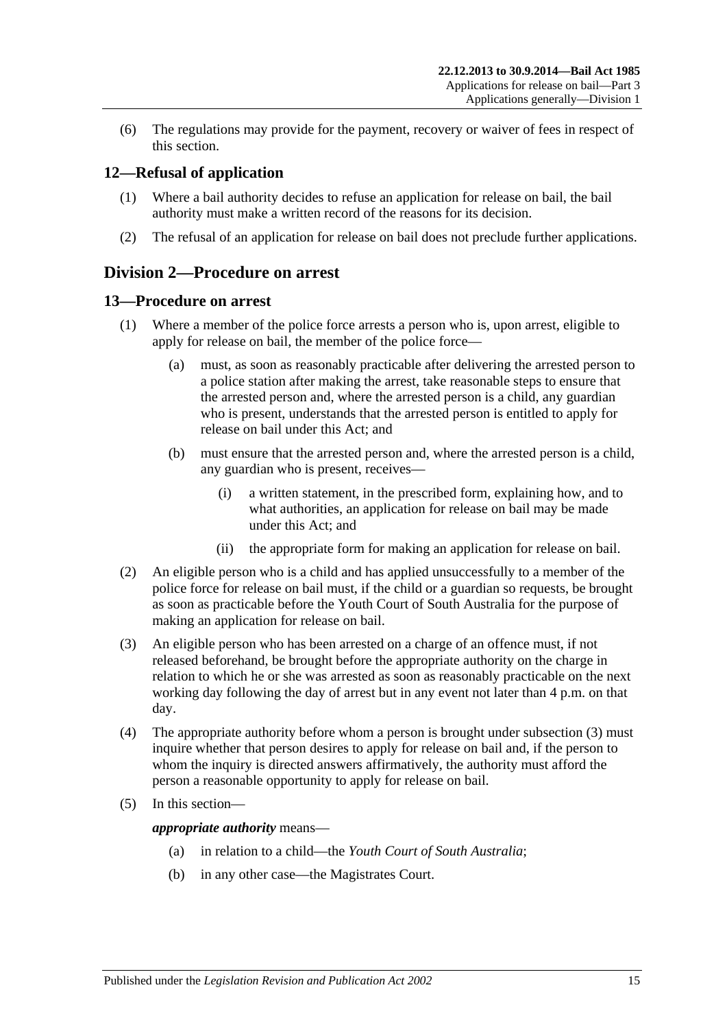(6) The regulations may provide for the payment, recovery or waiver of fees in respect of this section.

## 12—Refusal of application

(1) Where a bail authority decides to refuse an application for release on bail, the bail authority must make a written record of the reasons for its decision.

(2) The refusal of an application for release on bail does not preclude further applications.

# Division 2—Procedure on arrest

## 13—Procedure on arrest

(1) Where a member of the police force arrests a person who is, upon arrest, eligible to apply for release on bail, the member of the police force—

(a) must, as soon as reasonably practicable after delivering the arrested person to a police station after making the arrest, take reasonable steps to ensure that the arrested person and, where the arrested person is a child, any guardian who is present, understands that the arrested person is entitled to apply for release on bail under this Act; and

(b) must ensure that the arrested person and, where the arrested person is a child, any guardian who is present, receives—

(i) a written statement, in the prescribed form, explaining how, and to what authorities, an application for release on bail may be made under this Act; and

(ii) the appropriate form for making an application for release on bail.

(2) An eligible person who is a child and has applied unsuccessfully to a member of the police force for release on bail must, if the child or a guardian so requests, be brought as soon as practicable before the Youth Court of South Australia for the purpose of making an application for release on bail.

(3) An eligible person who has been arrested on a charge of an offence must, if not released beforehand, be brought before the appropriate authority on the charge in relation to which he or she was arrested as soon as reasonably practicable on the next working day following the day of arrest but in any event not later than 4 p.m. on that day.

(4) The appropriate authority before whom a person is brought under subsection (3) must inquire whether that person desires to apply for release on bail and, if the person to whom the inquiry is directed answers affirmatively, the authority must afford the person a reasonable opportunity to apply for release on bail.

(5) In this section—

***appropriate authority*** means—

(a) in relation to a child—the *Youth Court of South Australia*;

(b) in any other case—the Magistrates Court.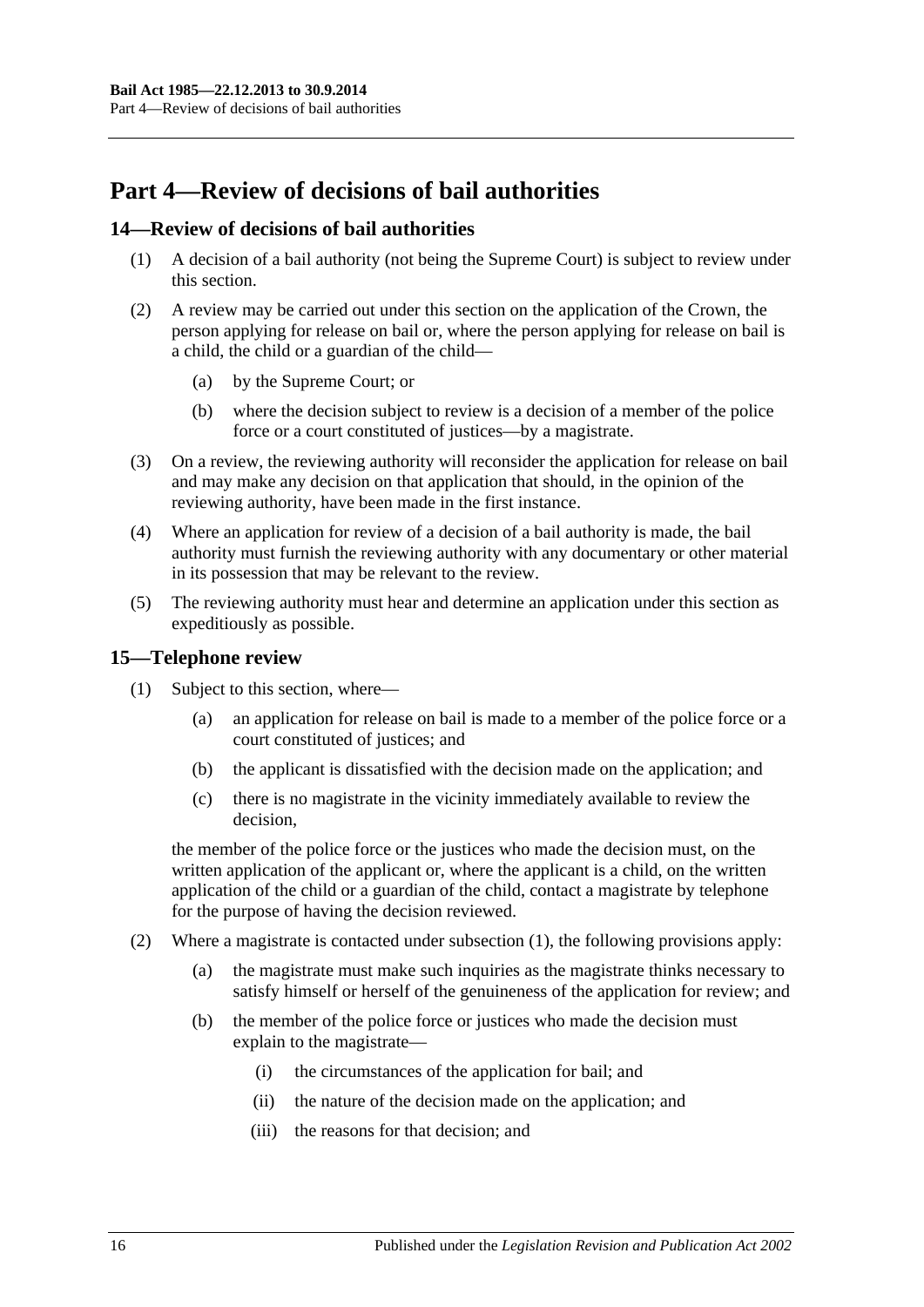# Part 4—Review of decisions of bail authorities

## 14—Review of decisions of bail authorities

(1) A decision of a bail authority (not being the Supreme Court) is subject to review under this section.

(2) A review may be carried out under this section on the application of the Crown, the person applying for release on bail or, where the person applying for release on bail is a child, the child or a guardian of the child—

   (a) by the Supreme Court; or

   (b) where the decision subject to review is a decision of a member of the police force or a court constituted of justices—by a magistrate.

(3) On a review, the reviewing authority will reconsider the application for release on bail and may make any decision on that application that should, in the opinion of the reviewing authority, have been made in the first instance.

(4) Where an application for review of a decision of a bail authority is made, the bail authority must furnish the reviewing authority with any documentary or other material in its possession that may be relevant to the review.

(5) The reviewing authority must hear and determine an application under this section as expeditiously as possible.

## 15—Telephone review

(1) Subject to this section, where—

   (a) an application for release on bail is made to a member of the police force or a court constituted of justices; and

   (b) the applicant is dissatisfied with the decision made on the application; and

   (c) there is no magistrate in the vicinity immediately available to review the decision,

the member of the police force or the justices who made the decision must, on the written application of the applicant or, where the applicant is a child, on the written application of the child or a guardian of the child, contact a magistrate by telephone for the purpose of having the decision reviewed.

(2) Where a magistrate is contacted under subsection (1), the following provisions apply:

   (a) the magistrate must make such inquiries as the magistrate thinks necessary to satisfy himself or herself of the genuineness of the application for review; and

   (b) the member of the police force or justices who made the decision must explain to the magistrate—

      (i) the circumstances of the application for bail; and

      (ii) the nature of the decision made on the application; and

      (iii) the reasons for that decision; and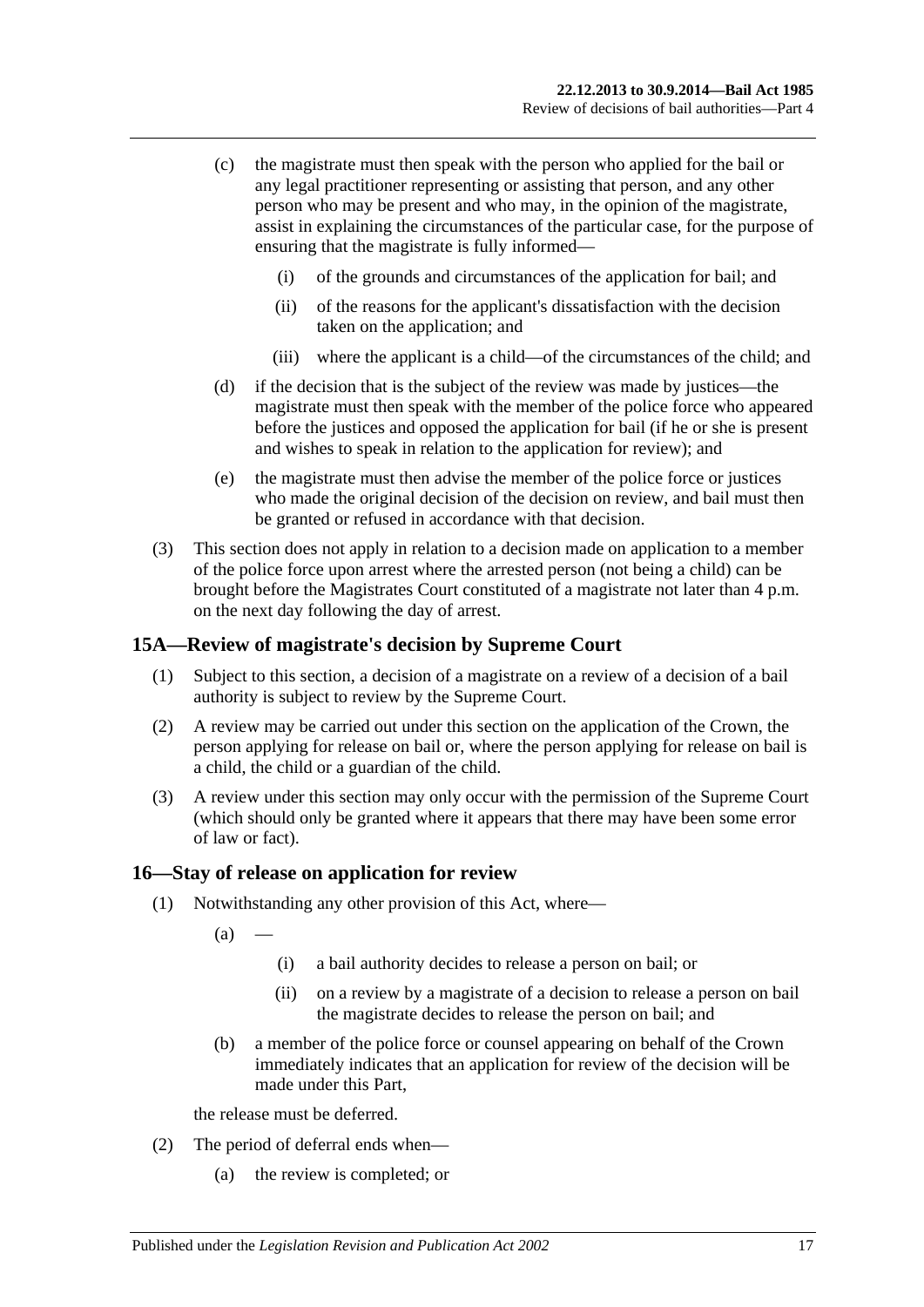(c) the magistrate must then speak with the person who applied for the bail or any legal practitioner representing or assisting that person, and any other person who may be present and who may, in the opinion of the magistrate, assist in explaining the circumstances of the particular case, for the purpose of ensuring that the magistrate is fully informed—

(i) of the grounds and circumstances of the application for bail; and

(ii) of the reasons for the applicant's dissatisfaction with the decision taken on the application; and

(iii) where the applicant is a child—of the circumstances of the child; and

(d) if the decision that is the subject of the review was made by justices—the magistrate must then speak with the member of the police force who appeared before the justices and opposed the application for bail (if he or she is present and wishes to speak in relation to the application for review); and

(e) the magistrate must then advise the member of the police force or justices who made the original decision of the decision on review, and bail must then be granted or refused in accordance with that decision.

(3) This section does not apply in relation to a decision made on application to a member of the police force upon arrest where the arrested person (not being a child) can be brought before the Magistrates Court constituted of a magistrate not later than 4 p.m. on the next day following the day of arrest.

## 15A—Review of magistrate's decision by Supreme Court

(1) Subject to this section, a decision of a magistrate on a review of a decision of a bail authority is subject to review by the Supreme Court.

(2) A review may be carried out under this section on the application of the Crown, the person applying for release on bail or, where the person applying for release on bail is a child, the child or a guardian of the child.

(3) A review under this section may only occur with the permission of the Supreme Court (which should only be granted where it appears that there may have been some error of law or fact).

## 16—Stay of release on application for review

(1) Notwithstanding any other provision of this Act, where—

(a) —

(i) a bail authority decides to release a person on bail; or

(ii) on a review by a magistrate of a decision to release a person on bail the magistrate decides to release the person on bail; and

(b) a member of the police force or counsel appearing on behalf of the Crown immediately indicates that an application for review of the decision will be made under this Part,

the release must be deferred.

(2) The period of deferral ends when—

(a) the review is completed; or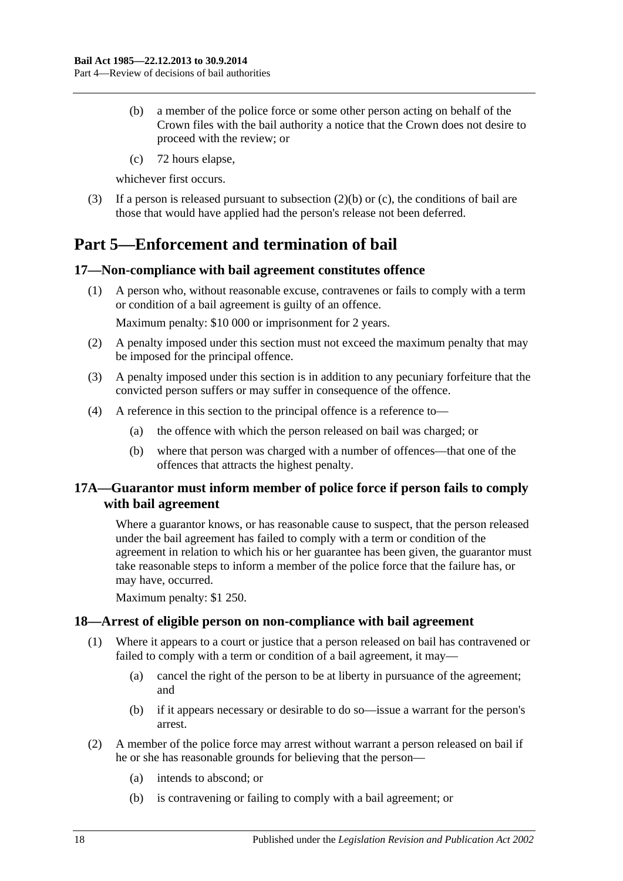(b) a member of the police force or some other person acting on behalf of the Crown files with the bail authority a notice that the Crown does not desire to proceed with the review; or

(c) 72 hours elapse,

whichever first occurs.

(3) If a person is released pursuant to subsection (2)(b) or (c), the conditions of bail are those that would have applied had the person's release not been deferred.

# Part 5—Enforcement and termination of bail

## 17—Non-compliance with bail agreement constitutes offence

(1) A person who, without reasonable excuse, contravenes or fails to comply with a term or condition of a bail agreement is guilty of an offence.

Maximum penalty: $10 000 or imprisonment for 2 years.

(2) A penalty imposed under this section must not exceed the maximum penalty that may be imposed for the principal offence.

(3) A penalty imposed under this section is in addition to any pecuniary forfeiture that the convicted person suffers or may suffer in consequence of the offence.

(4) A reference in this section to the principal offence is a reference to—

(a) the offence with which the person released on bail was charged; or

(b) where that person was charged with a number of offences—that one of the offences that attracts the highest penalty.

## 17A—Guarantor must inform member of police force if person fails to comply with bail agreement

Where a guarantor knows, or has reasonable cause to suspect, that the person released under the bail agreement has failed to comply with a term or condition of the agreement in relation to which his or her guarantee has been given, the guarantor must take reasonable steps to inform a member of the police force that the failure has, or may have, occurred.

Maximum penalty: $1 250.

## 18—Arrest of eligible person on non-compliance with bail agreement

(1) Where it appears to a court or justice that a person released on bail has contravened or failed to comply with a term or condition of a bail agreement, it may—

(a) cancel the right of the person to be at liberty in pursuance of the agreement; and

(b) if it appears necessary or desirable to do so—issue a warrant for the person's arrest.

(2) A member of the police force may arrest without warrant a person released on bail if he or she has reasonable grounds for believing that the person—

(a) intends to abscond; or

(b) is contravening or failing to comply with a bail agreement; or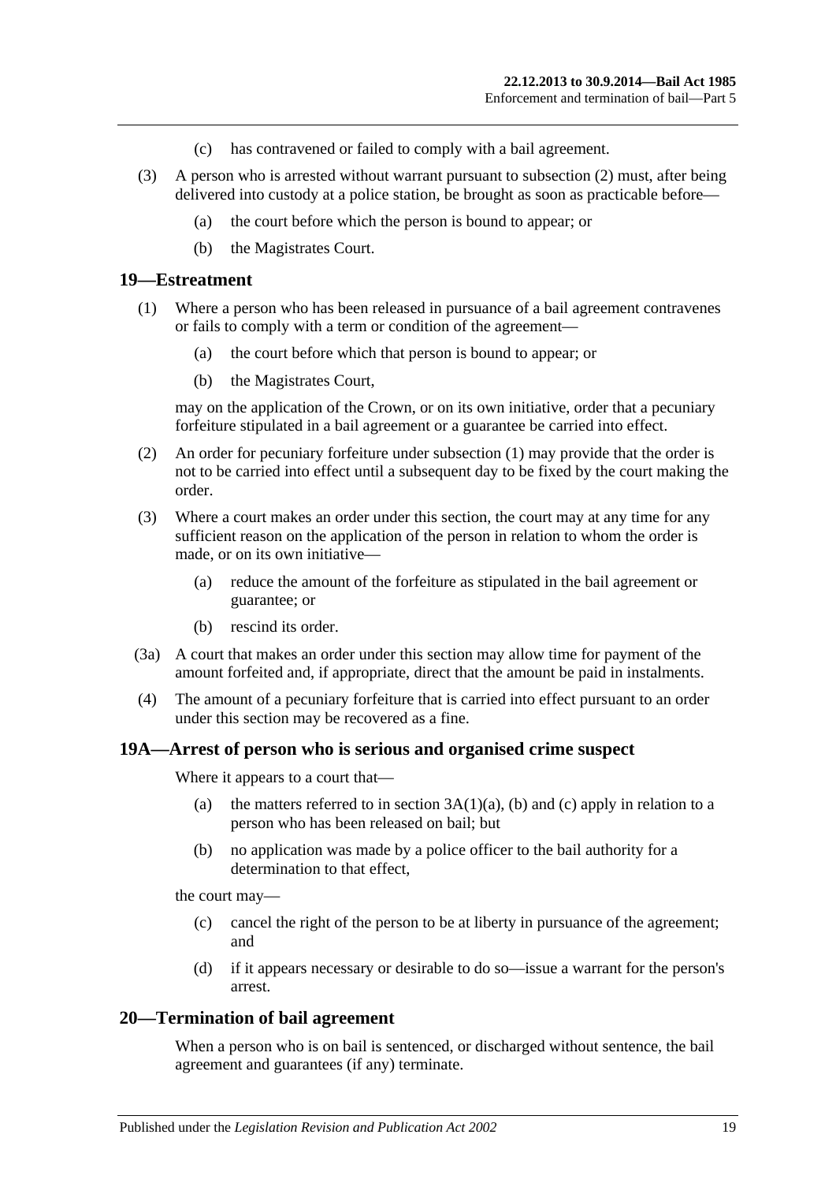(c) has contravened or failed to comply with a bail agreement.

(3) A person who is arrested without warrant pursuant to subsection (2) must, after being delivered into custody at a police station, be brought as soon as practicable before—

(a) the court before which the person is bound to appear; or

(b) the Magistrates Court.

## 19—Estreatment

(1) Where a person who has been released in pursuance of a bail agreement contravenes or fails to comply with a term or condition of the agreement—

(a) the court before which that person is bound to appear; or

(b) the Magistrates Court,

may on the application of the Crown, or on its own initiative, order that a pecuniary forfeiture stipulated in a bail agreement or a guarantee be carried into effect.

(2) An order for pecuniary forfeiture under subsection (1) may provide that the order is not to be carried into effect until a subsequent day to be fixed by the court making the order.

(3) Where a court makes an order under this section, the court may at any time for any sufficient reason on the application of the person in relation to whom the order is made, or on its own initiative—

(a) reduce the amount of the forfeiture as stipulated in the bail agreement or guarantee; or

(b) rescind its order.

(3a) A court that makes an order under this section may allow time for payment of the amount forfeited and, if appropriate, direct that the amount be paid in instalments.

(4) The amount of a pecuniary forfeiture that is carried into effect pursuant to an order under this section may be recovered as a fine.

## 19A—Arrest of person who is serious and organised crime suspect

Where it appears to a court that—

(a) the matters referred to in section 3A(1)(a), (b) and (c) apply in relation to a person who has been released on bail; but

(b) no application was made by a police officer to the bail authority for a determination to that effect,

the court may—

(c) cancel the right of the person to be at liberty in pursuance of the agreement; and

(d) if it appears necessary or desirable to do so—issue a warrant for the person's arrest.

## 20—Termination of bail agreement

When a person who is on bail is sentenced, or discharged without sentence, the bail agreement and guarantees (if any) terminate.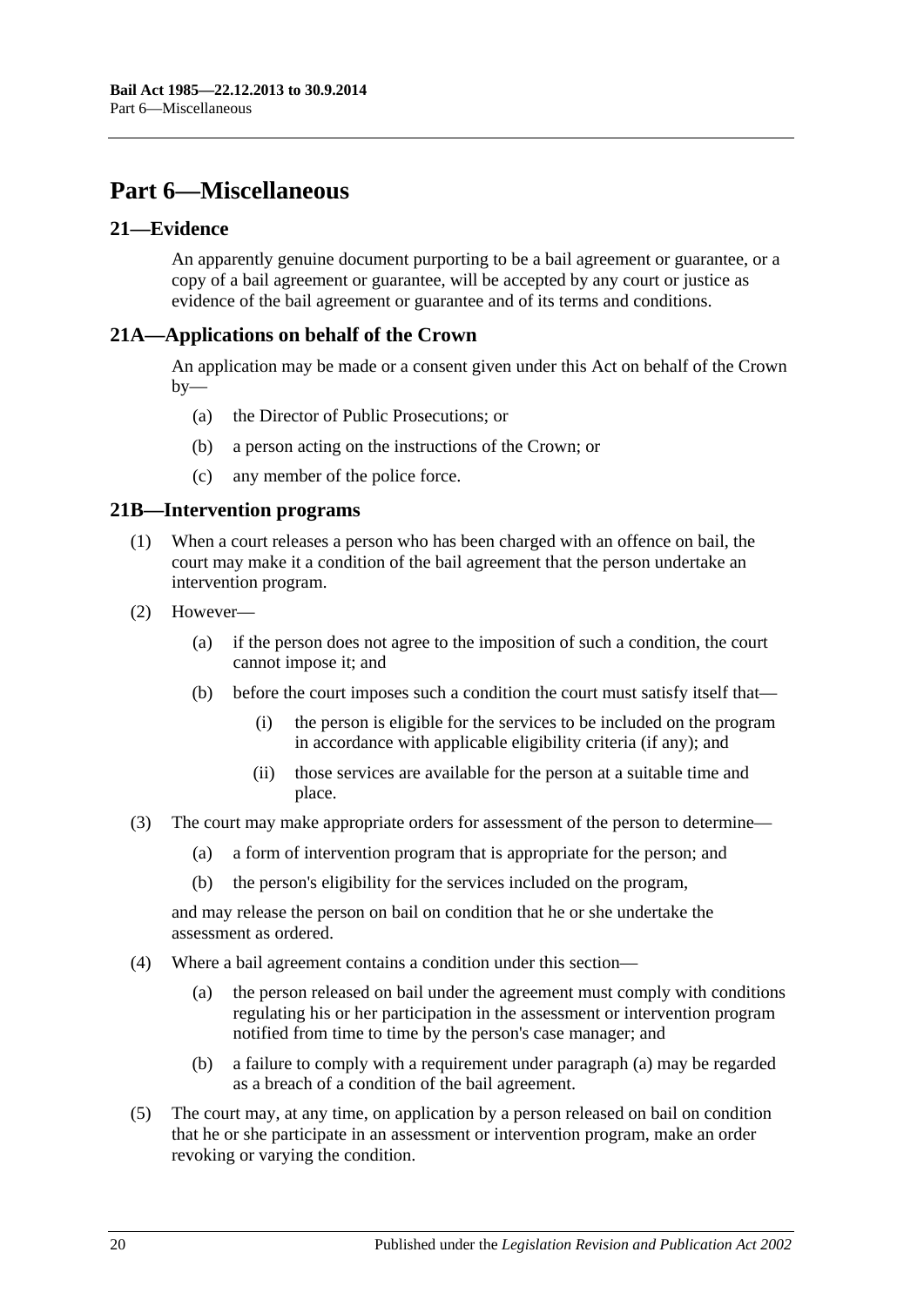# Part 6—Miscellaneous

## 21—Evidence

An apparently genuine document purporting to be a bail agreement or guarantee, or a copy of a bail agreement or guarantee, will be accepted by any court or justice as evidence of the bail agreement or guarantee and of its terms and conditions.

## 21A—Applications on behalf of the Crown

An application may be made or a consent given under this Act on behalf of the Crown by—

- (a) the Director of Public Prosecutions; or
- (b) a person acting on the instructions of the Crown; or
- (c) any member of the police force.

## 21B—Intervention programs

(1) When a court releases a person who has been charged with an offence on bail, the court may make it a condition of the bail agreement that the person undertake an intervention program.

(2) However—

- (a) if the person does not agree to the imposition of such a condition, the court cannot impose it; and
- (b) before the court imposes such a condition the court must satisfy itself that—
  - (i) the person is eligible for the services to be included on the program in accordance with applicable eligibility criteria (if any); and
  - (ii) those services are available for the person at a suitable time and place.

(3) The court may make appropriate orders for assessment of the person to determine—

- (a) a form of intervention program that is appropriate for the person; and
- (b) the person's eligibility for the services included on the program,

and may release the person on bail on condition that he or she undertake the assessment as ordered.

(4) Where a bail agreement contains a condition under this section—

- (a) the person released on bail under the agreement must comply with conditions regulating his or her participation in the assessment or intervention program notified from time to time by the person's case manager; and
- (b) a failure to comply with a requirement under paragraph (a) may be regarded as a breach of a condition of the bail agreement.

(5) The court may, at any time, on application by a person released on bail on condition that he or she participate in an assessment or intervention program, make an order revoking or varying the condition.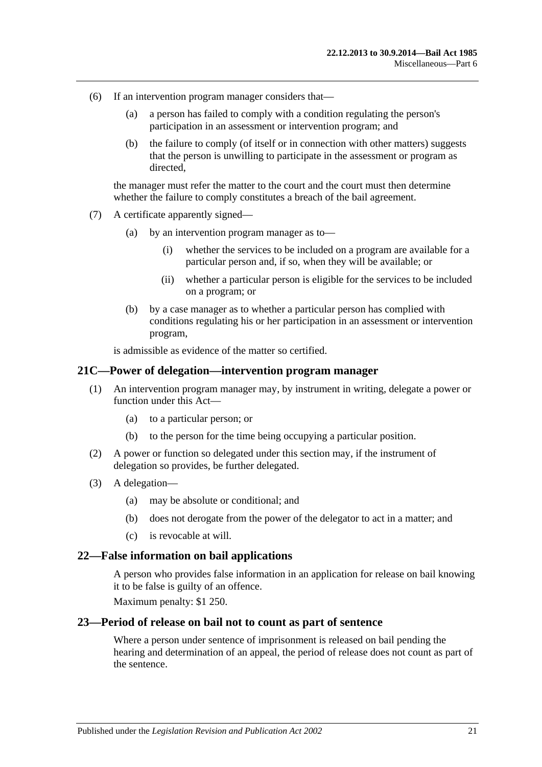(6) If an intervention program manager considers that—

  (a) a person has failed to comply with a condition regulating the person's participation in an assessment or intervention program; and

  (b) the failure to comply (of itself or in connection with other matters) suggests that the person is unwilling to participate in the assessment or program as directed,

the manager must refer the matter to the court and the court must then determine whether the failure to comply constitutes a breach of the bail agreement.

(7) A certificate apparently signed—

  (a) by an intervention program manager as to—

    (i) whether the services to be included on a program are available for a particular person and, if so, when they will be available; or

    (ii) whether a particular person is eligible for the services to be included on a program; or

  (b) by a case manager as to whether a particular person has complied with conditions regulating his or her participation in an assessment or intervention program,

is admissible as evidence of the matter so certified.

## 21C—Power of delegation—intervention program manager

(1) An intervention program manager may, by instrument in writing, delegate a power or function under this Act—

  (a) to a particular person; or

  (b) to the person for the time being occupying a particular position.

(2) A power or function so delegated under this section may, if the instrument of delegation so provides, be further delegated.

(3) A delegation—

  (a) may be absolute or conditional; and

  (b) does not derogate from the power of the delegator to act in a matter; and

  (c) is revocable at will.

## 22—False information on bail applications

A person who provides false information in an application for release on bail knowing it to be false is guilty of an offence.

Maximum penalty: $1 250.

## 23—Period of release on bail not to count as part of sentence

Where a person under sentence of imprisonment is released on bail pending the hearing and determination of an appeal, the period of release does not count as part of the sentence.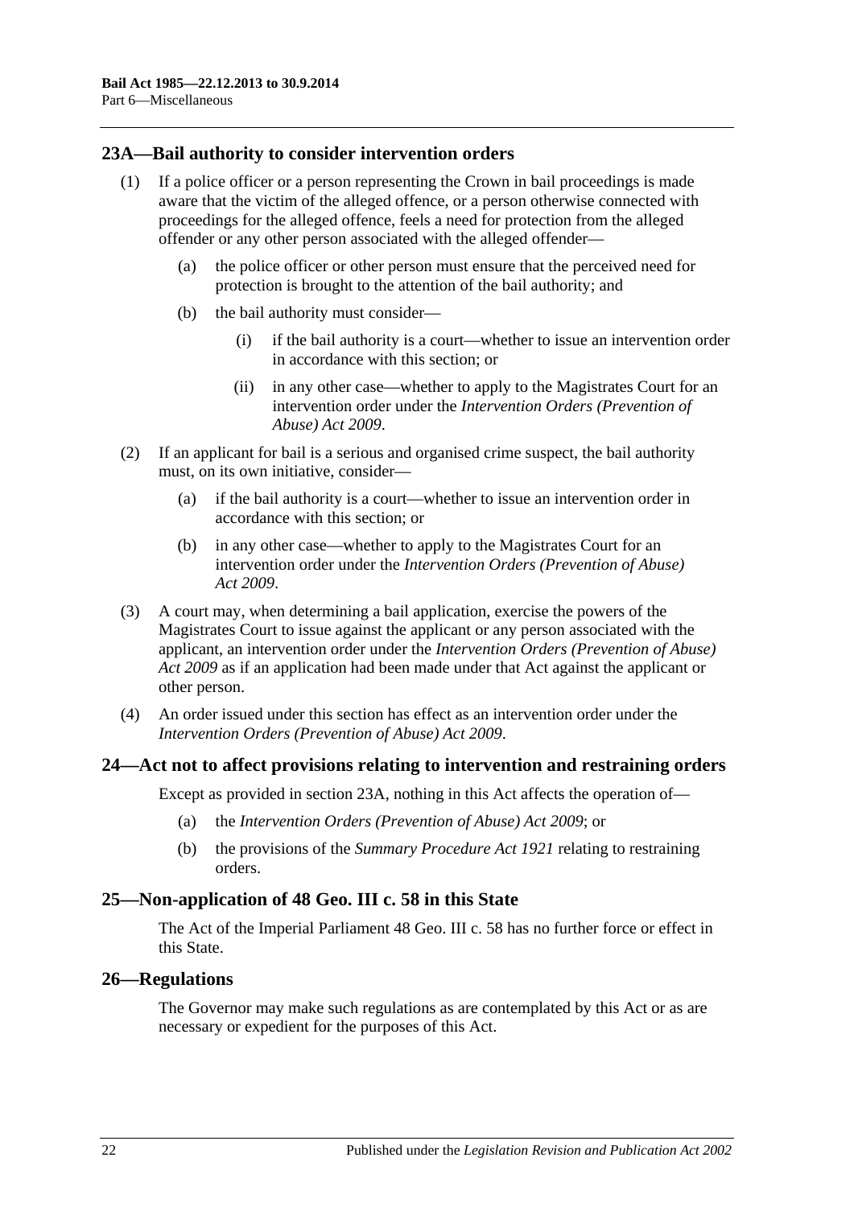## 23A—Bail authority to consider intervention orders

(1) If a police officer or a person representing the Crown in bail proceedings is made aware that the victim of the alleged offence, or a person otherwise connected with proceedings for the alleged offence, feels a need for protection from the alleged offender or any other person associated with the alleged offender—

(a) the police officer or other person must ensure that the perceived need for protection is brought to the attention of the bail authority; and

(b) the bail authority must consider—

(i) if the bail authority is a court—whether to issue an intervention order in accordance with this section; or

(ii) in any other case—whether to apply to the Magistrates Court for an intervention order under the *Intervention Orders (Prevention of Abuse) Act 2009*.

(2) If an applicant for bail is a serious and organised crime suspect, the bail authority must, on its own initiative, consider—

(a) if the bail authority is a court—whether to issue an intervention order in accordance with this section; or

(b) in any other case—whether to apply to the Magistrates Court for an intervention order under the *Intervention Orders (Prevention of Abuse) Act 2009*.

(3) A court may, when determining a bail application, exercise the powers of the Magistrates Court to issue against the applicant or any person associated with the applicant, an intervention order under the *Intervention Orders (Prevention of Abuse) Act 2009* as if an application had been made under that Act against the applicant or other person.

(4) An order issued under this section has effect as an intervention order under the *Intervention Orders (Prevention of Abuse) Act 2009*.

## 24—Act not to affect provisions relating to intervention and restraining orders

Except as provided in section 23A, nothing in this Act affects the operation of—

(a) the *Intervention Orders (Prevention of Abuse) Act 2009*; or

(b) the provisions of the *Summary Procedure Act 1921* relating to restraining orders.

## 25—Non-application of 48 Geo. III c. 58 in this State

The Act of the Imperial Parliament 48 Geo. III c. 58 has no further force or effect in this State.

## 26—Regulations

The Governor may make such regulations as are contemplated by this Act or as are necessary or expedient for the purposes of this Act.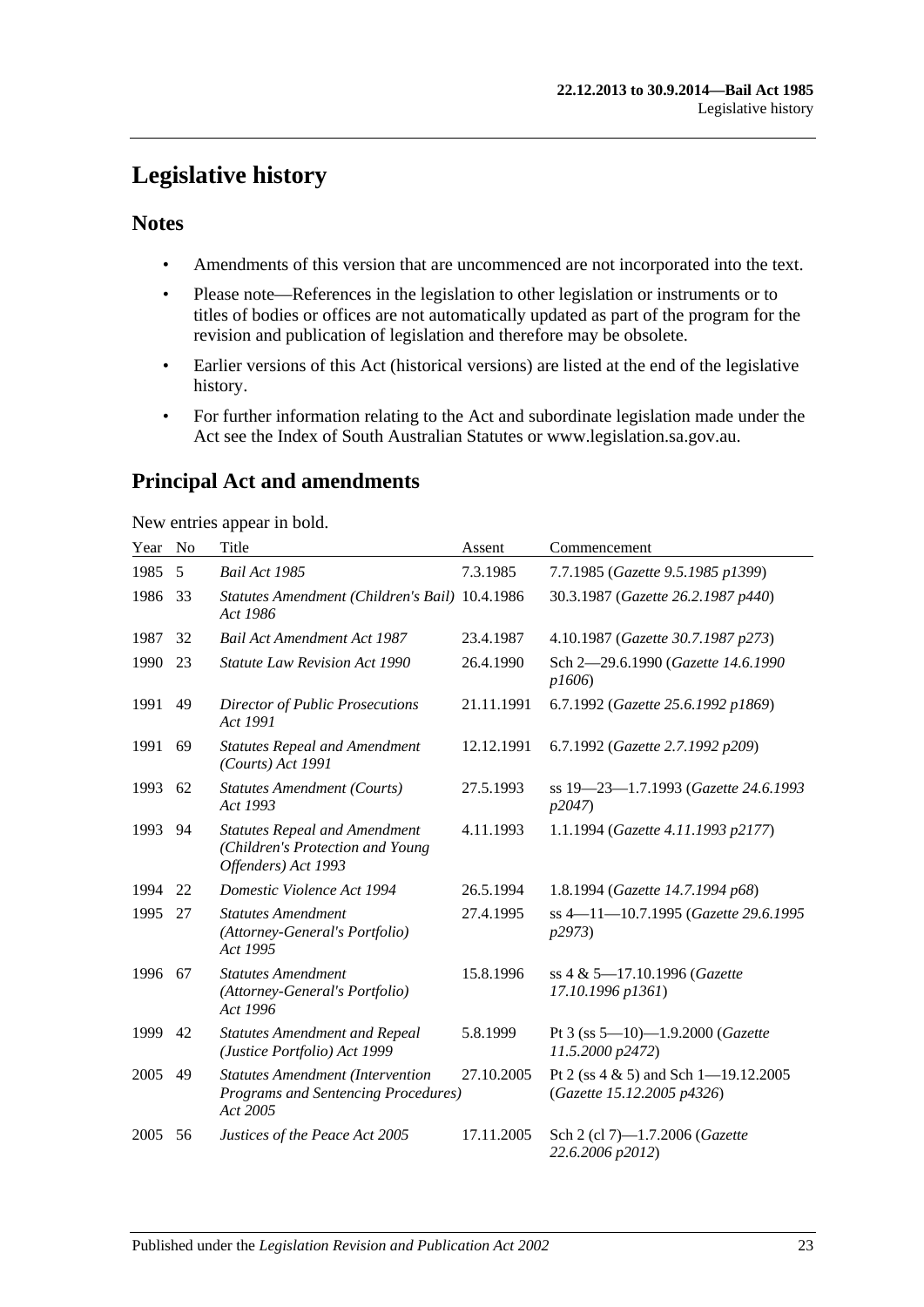# Legislative history

## Notes

- Amendments of this version that are uncommenced are not incorporated into the text.
- Please note—References in the legislation to other legislation or instruments or to titles of bodies or offices are not automatically updated as part of the program for the revision and publication of legislation and therefore may be obsolete.
- Earlier versions of this Act (historical versions) are listed at the end of the legislative history.
- For further information relating to the Act and subordinate legislation made under the Act see the Index of South Australian Statutes or www.legislation.sa.gov.au.

## Principal Act and amendments

New entries appear in bold.

| Year | No | Title | Assent | Commencement |
|---|---|---|---|---|
| 1985 | 5 | *Bail Act 1985* | 7.3.1985 | 7.7.1985 (*Gazette 9.5.1985 p1399*) |
| 1986 | 33 | *Statutes Amendment (Children's Bail) Act 1986* | 10.4.1986 | 30.3.1987 (*Gazette 26.2.1987 p440*) |
| 1987 | 32 | *Bail Act Amendment Act 1987* | 23.4.1987 | 4.10.1987 (*Gazette 30.7.1987 p273*) |
| 1990 | 23 | *Statute Law Revision Act 1990* | 26.4.1990 | Sch 2—29.6.1990 (*Gazette 14.6.1990 p1606*) |
| 1991 | 49 | *Director of Public Prosecutions Act 1991* | 21.11.1991 | 6.7.1992 (*Gazette 25.6.1992 p1869*) |
| 1991 | 69 | *Statutes Repeal and Amendment (Courts) Act 1991* | 12.12.1991 | 6.7.1992 (*Gazette 2.7.1992 p209*) |
| 1993 | 62 | *Statutes Amendment (Courts) Act 1993* | 27.5.1993 | ss 19—23—1.7.1993 (*Gazette 24.6.1993 p2047*) |
| 1993 | 94 | *Statutes Repeal and Amendment (Children's Protection and Young Offenders) Act 1993* | 4.11.1993 | 1.1.1994 (*Gazette 4.11.1993 p2177*) |
| 1994 | 22 | *Domestic Violence Act 1994* | 26.5.1994 | 1.8.1994 (*Gazette 14.7.1994 p68*) |
| 1995 | 27 | *Statutes Amendment (Attorney-General's Portfolio) Act 1995* | 27.4.1995 | ss 4—11—10.7.1995 (*Gazette 29.6.1995 p2973*) |
| 1996 | 67 | *Statutes Amendment (Attorney-General's Portfolio) Act 1996* | 15.8.1996 | ss 4 & 5—17.10.1996 (*Gazette 17.10.1996 p1361*) |
| 1999 | 42 | *Statutes Amendment and Repeal (Justice Portfolio) Act 1999* | 5.8.1999 | Pt 3 (ss 5—10)—1.9.2000 (*Gazette 11.5.2000 p2472*) |
| 2005 | 49 | *Statutes Amendment (Intervention Programs and Sentencing Procedures) Act 2005* | 27.10.2005 | Pt 2 (ss 4 & 5) and Sch 1—19.12.2005 (*Gazette 15.12.2005 p4326*) |
| 2005 | 56 | *Justices of the Peace Act 2005* | 17.11.2005 | Sch 2 (cl 7)—1.7.2006 (*Gazette 22.6.2006 p2012*) |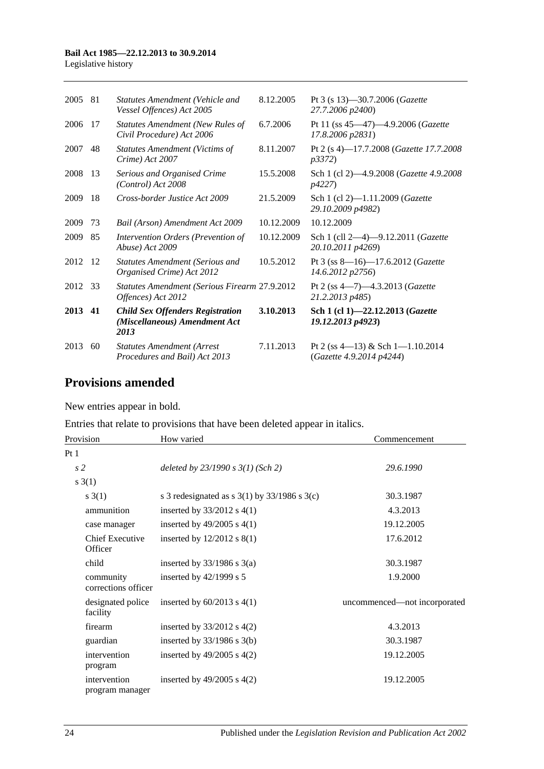| | | | | |
|---|---|---|---|---|
| 2005 | 81 | *Statutes Amendment (Vehicle and Vessel Offences) Act 2005* | 8.12.2005 | Pt 3 (s 13)—30.7.2006 (*Gazette 27.7.2006 p2400*) |
| 2006 | 17 | *Statutes Amendment (New Rules of Civil Procedure) Act 2006* | 6.7.2006 | Pt 11 (ss 45—47)—4.9.2006 (*Gazette 17.8.2006 p2831*) |
| 2007 | 48 | *Statutes Amendment (Victims of Crime) Act 2007* | 8.11.2007 | Pt 2 (s 4)—17.7.2008 (*Gazette 17.7.2008 p3372*) |
| 2008 | 13 | *Serious and Organised Crime (Control) Act 2008* | 15.5.2008 | Sch 1 (cl 2)—4.9.2008 (*Gazette 4.9.2008 p4227*) |
| 2009 | 18 | *Cross-border Justice Act 2009* | 21.5.2009 | Sch 1 (cl 2)—1.11.2009 (*Gazette 29.10.2009 p4982*) |
| 2009 | 73 | *Bail (Arson) Amendment Act 2009* | 10.12.2009 | 10.12.2009 |
| 2009 | 85 | *Intervention Orders (Prevention of Abuse) Act 2009* | 10.12.2009 | Sch 1 (cll 2—4)—9.12.2011 (*Gazette 20.10.2011 p4269*) |
| 2012 | 12 | *Statutes Amendment (Serious and Organised Crime) Act 2012* | 10.5.2012 | Pt 3 (ss 8—16)—17.6.2012 (*Gazette 14.6.2012 p2756*) |
| 2012 | 33 | *Statutes Amendment (Serious Firearm Offences) Act 2012* | 27.9.2012 | Pt 2 (ss 4—7)—4.3.2013 (*Gazette 21.2.2013 p485*) |
| **2013** | **41** | ***Child Sex Offenders Registration (Miscellaneous) Amendment Act 2013*** | **3.10.2013** | **Sch 1 (cl 1)—22.12.2013 (*Gazette 19.12.2013 p4923*)** |
| 2013 | 60 | *Statutes Amendment (Arrest Procedures and Bail) Act 2013* | 7.11.2013 | Pt 2 (ss 4—13) & Sch 1—1.10.2014 (*Gazette 4.9.2014 p4244*) |

## Provisions amended

New entries appear in bold.

Entries that relate to provisions that have been deleted appear in italics.

| Provision | How varied | Commencement |
|---|---|---|
| Pt 1 | | |
| *s 2* | *deleted by 23/1990 s 3(1) (Sch 2)* | *29.6.1990* |
| s 3(1) | | |
| s 3(1) | s 3 redesignated as s 3(1) by 33/1986 s 3(c) | 30.3.1987 |
| ammunition | inserted by 33/2012 s 4(1) | 4.3.2013 |
| case manager | inserted by 49/2005 s 4(1) | 19.12.2005 |
| Chief Executive Officer | inserted by 12/2012 s 8(1) | 17.6.2012 |
| child | inserted by 33/1986 s 3(a) | 30.3.1987 |
| community corrections officer | inserted by 42/1999 s 5 | 1.9.2000 |
| designated police facility | inserted by 60/2013 s 4(1) | uncommenced—not incorporated |
| firearm | inserted by 33/2012 s 4(2) | 4.3.2013 |
| guardian | inserted by 33/1986 s 3(b) | 30.3.1987 |
| intervention program | inserted by 49/2005 s 4(2) | 19.12.2005 |
| intervention program manager | inserted by 49/2005 s 4(2) | 19.12.2005 |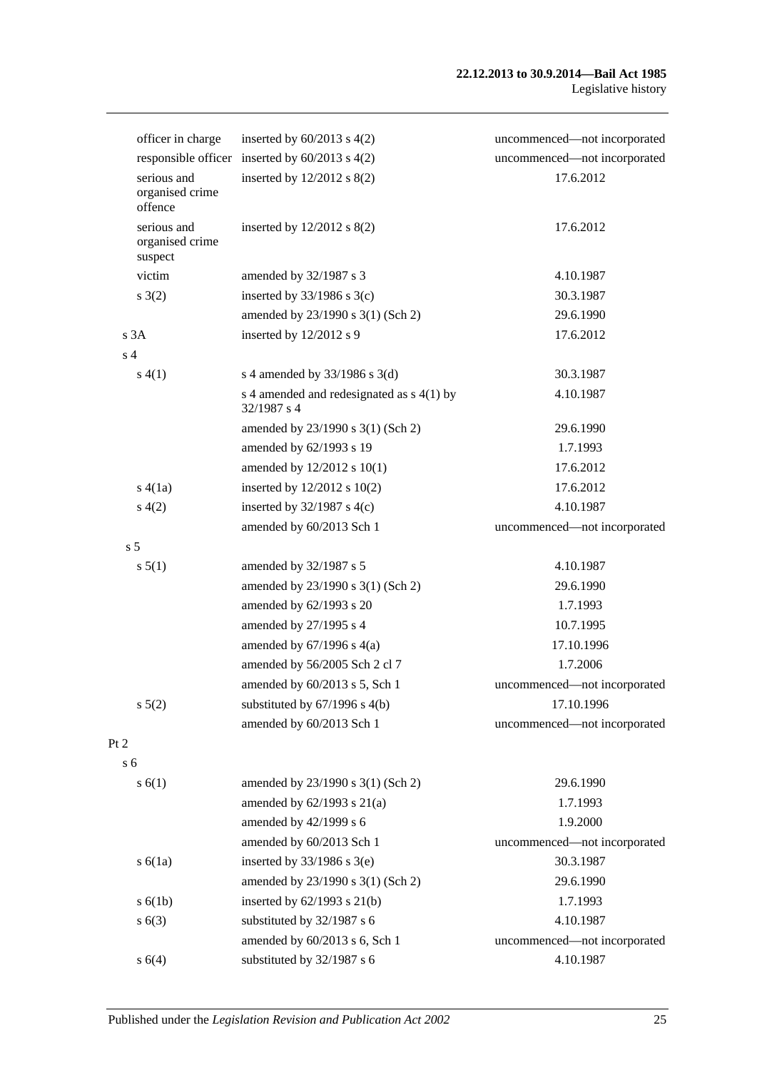| | | |
|---|---|---|
| officer in charge | inserted by 60/2013 s 4(2) | uncommenced—not incorporated |
| responsible officer | inserted by 60/2013 s 4(2) | uncommenced—not incorporated |
| serious and organised crime offence | inserted by 12/2012 s 8(2) | 17.6.2012 |
| serious and organised crime suspect | inserted by 12/2012 s 8(2) | 17.6.2012 |
| victim | amended by 32/1987 s 3 | 4.10.1987 |
| s 3(2) | inserted by 33/1986 s 3(c) | 30.3.1987 |
| | amended by 23/1990 s 3(1) (Sch 2) | 29.6.1990 |
| s 3A | inserted by 12/2012 s 9 | 17.6.2012 |
| s 4 | | |
| s 4(1) | s 4 amended by 33/1986 s 3(d) | 30.3.1987 |
| | s 4 amended and redesignated as s 4(1) by 32/1987 s 4 | 4.10.1987 |
| | amended by 23/1990 s 3(1) (Sch 2) | 29.6.1990 |
| | amended by 62/1993 s 19 | 1.7.1993 |
| | amended by 12/2012 s 10(1) | 17.6.2012 |
| s 4(1a) | inserted by 12/2012 s 10(2) | 17.6.2012 |
| s 4(2) | inserted by 32/1987 s 4(c) | 4.10.1987 |
| | amended by 60/2013 Sch 1 | uncommenced—not incorporated |
| s 5 | | |
| s 5(1) | amended by 32/1987 s 5 | 4.10.1987 |
| | amended by 23/1990 s 3(1) (Sch 2) | 29.6.1990 |
| | amended by 62/1993 s 20 | 1.7.1993 |
| | amended by 27/1995 s 4 | 10.7.1995 |
| | amended by 67/1996 s 4(a) | 17.10.1996 |
| | amended by 56/2005 Sch 2 cl 7 | 1.7.2006 |
| | amended by 60/2013 s 5, Sch 1 | uncommenced—not incorporated |
| s 5(2) | substituted by 67/1996 s 4(b) | 17.10.1996 |
| | amended by 60/2013 Sch 1 | uncommenced—not incorporated |
| Pt 2 | | |
| s 6 | | |
| s 6(1) | amended by 23/1990 s 3(1) (Sch 2) | 29.6.1990 |
| | amended by 62/1993 s 21(a) | 1.7.1993 |
| | amended by 42/1999 s 6 | 1.9.2000 |
| | amended by 60/2013 Sch 1 | uncommenced—not incorporated |
| s 6(1a) | inserted by 33/1986 s 3(e) | 30.3.1987 |
| | amended by 23/1990 s 3(1) (Sch 2) | 29.6.1990 |
| s 6(1b) | inserted by 62/1993 s 21(b) | 1.7.1993 |
| s 6(3) | substituted by 32/1987 s 6 | 4.10.1987 |
| | amended by 60/2013 s 6, Sch 1 | uncommenced—not incorporated |
| s 6(4) | substituted by 32/1987 s 6 | 4.10.1987 |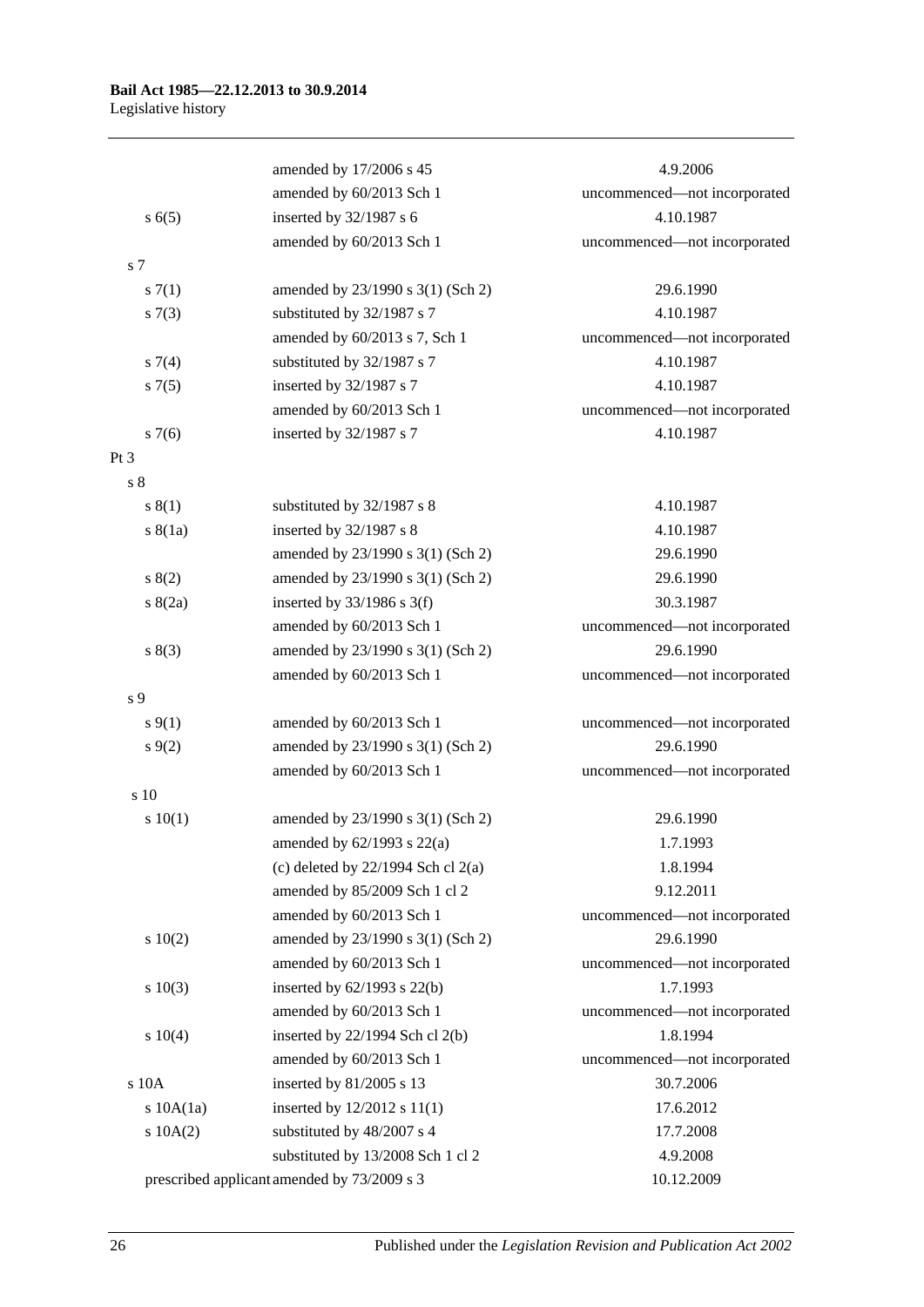| | | |
|---|---|---|
| | amended by 17/2006 s 45 | 4.9.2006 |
| | amended by 60/2013 Sch 1 | uncommenced—not incorporated |
| s 6(5) | inserted by 32/1987 s 6 | 4.10.1987 |
| | amended by 60/2013 Sch 1 | uncommenced—not incorporated |
| s 7 | | |
| s 7(1) | amended by 23/1990 s 3(1) (Sch 2) | 29.6.1990 |
| s 7(3) | substituted by 32/1987 s 7 | 4.10.1987 |
| | amended by 60/2013 s 7, Sch 1 | uncommenced—not incorporated |
| s 7(4) | substituted by 32/1987 s 7 | 4.10.1987 |
| s 7(5) | inserted by 32/1987 s 7 | 4.10.1987 |
| | amended by 60/2013 Sch 1 | uncommenced—not incorporated |
| s 7(6) | inserted by 32/1987 s 7 | 4.10.1987 |
| Pt 3 | | |
| s 8 | | |
| s 8(1) | substituted by 32/1987 s 8 | 4.10.1987 |
| s 8(1a) | inserted by 32/1987 s 8 | 4.10.1987 |
| | amended by 23/1990 s 3(1) (Sch 2) | 29.6.1990 |
| s 8(2) | amended by 23/1990 s 3(1) (Sch 2) | 29.6.1990 |
| s 8(2a) | inserted by 33/1986 s 3(f) | 30.3.1987 |
| | amended by 60/2013 Sch 1 | uncommenced—not incorporated |
| s 8(3) | amended by 23/1990 s 3(1) (Sch 2) | 29.6.1990 |
| | amended by 60/2013 Sch 1 | uncommenced—not incorporated |
| s 9 | | |
| s 9(1) | amended by 60/2013 Sch 1 | uncommenced—not incorporated |
| s 9(2) | amended by 23/1990 s 3(1) (Sch 2) | 29.6.1990 |
| | amended by 60/2013 Sch 1 | uncommenced—not incorporated |
| s 10 | | |
| s 10(1) | amended by 23/1990 s 3(1) (Sch 2) | 29.6.1990 |
| | amended by 62/1993 s 22(a) | 1.7.1993 |
| | (c) deleted by 22/1994 Sch cl 2(a) | 1.8.1994 |
| | amended by 85/2009 Sch 1 cl 2 | 9.12.2011 |
| | amended by 60/2013 Sch 1 | uncommenced—not incorporated |
| s 10(2) | amended by 23/1990 s 3(1) (Sch 2) | 29.6.1990 |
| | amended by 60/2013 Sch 1 | uncommenced—not incorporated |
| s 10(3) | inserted by 62/1993 s 22(b) | 1.7.1993 |
| | amended by 60/2013 Sch 1 | uncommenced—not incorporated |
| s 10(4) | inserted by 22/1994 Sch cl 2(b) | 1.8.1994 |
| | amended by 60/2013 Sch 1 | uncommenced—not incorporated |
| s 10A | inserted by 81/2005 s 13 | 30.7.2006 |
| s 10A(1a) | inserted by 12/2012 s 11(1) | 17.6.2012 |
| s 10A(2) | substituted by 48/2007 s 4 | 17.7.2008 |
| | substituted by 13/2008 Sch 1 cl 2 | 4.9.2008 |
| prescribed applicant | amended by 73/2009 s 3 | 10.12.2009 |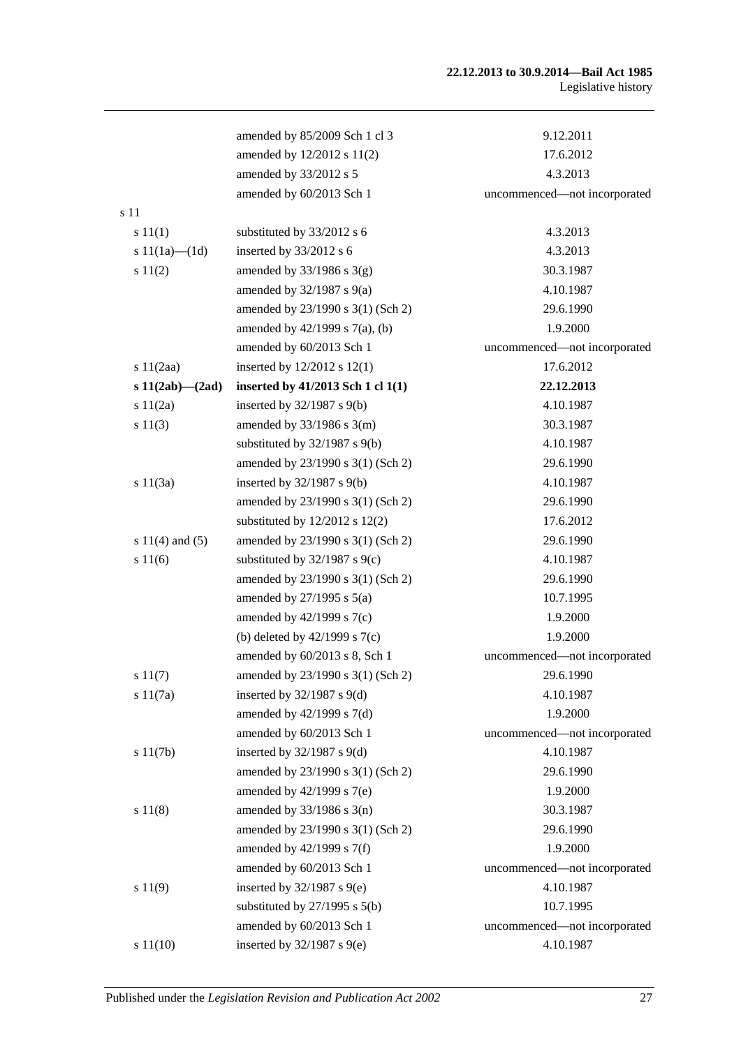| | | |
|---|---|---|
| | amended by 85/2009 Sch 1 cl 3 | 9.12.2011 |
| | amended by 12/2012 s 11(2) | 17.6.2012 |
| | amended by 33/2012 s 5 | 4.3.2013 |
| | amended by 60/2013 Sch 1 | uncommenced—not incorporated |
| s 11 | | |
| s 11(1) | substituted by 33/2012 s 6 | 4.3.2013 |
| s 11(1a)—(1d) | inserted by 33/2012 s 6 | 4.3.2013 |
| s 11(2) | amended by 33/1986 s 3(g) | 30.3.1987 |
| | amended by 32/1987 s 9(a) | 4.10.1987 |
| | amended by 23/1990 s 3(1) (Sch 2) | 29.6.1990 |
| | amended by 42/1999 s 7(a), (b) | 1.9.2000 |
| | amended by 60/2013 Sch 1 | uncommenced—not incorporated |
| s 11(2aa) | inserted by 12/2012 s 12(1) | 17.6.2012 |
| **s 11(2ab)—(2ad)** | **inserted by 41/2013 Sch 1 cl 1(1)** | **22.12.2013** |
| s 11(2a) | inserted by 32/1987 s 9(b) | 4.10.1987 |
| s 11(3) | amended by 33/1986 s 3(m) | 30.3.1987 |
| | substituted by 32/1987 s 9(b) | 4.10.1987 |
| | amended by 23/1990 s 3(1) (Sch 2) | 29.6.1990 |
| s 11(3a) | inserted by 32/1987 s 9(b) | 4.10.1987 |
| | amended by 23/1990 s 3(1) (Sch 2) | 29.6.1990 |
| | substituted by 12/2012 s 12(2) | 17.6.2012 |
| s 11(4) and (5) | amended by 23/1990 s 3(1) (Sch 2) | 29.6.1990 |
| s 11(6) | substituted by 32/1987 s 9(c) | 4.10.1987 |
| | amended by 23/1990 s 3(1) (Sch 2) | 29.6.1990 |
| | amended by 27/1995 s 5(a) | 10.7.1995 |
| | amended by 42/1999 s 7(c) | 1.9.2000 |
| | (b) deleted by 42/1999 s 7(c) | 1.9.2000 |
| | amended by 60/2013 s 8, Sch 1 | uncommenced—not incorporated |
| s 11(7) | amended by 23/1990 s 3(1) (Sch 2) | 29.6.1990 |
| s 11(7a) | inserted by 32/1987 s 9(d) | 4.10.1987 |
| | amended by 42/1999 s 7(d) | 1.9.2000 |
| | amended by 60/2013 Sch 1 | uncommenced—not incorporated |
| s 11(7b) | inserted by 32/1987 s 9(d) | 4.10.1987 |
| | amended by 23/1990 s 3(1) (Sch 2) | 29.6.1990 |
| | amended by 42/1999 s 7(e) | 1.9.2000 |
| s 11(8) | amended by 33/1986 s 3(n) | 30.3.1987 |
| | amended by 23/1990 s 3(1) (Sch 2) | 29.6.1990 |
| | amended by 42/1999 s 7(f) | 1.9.2000 |
| | amended by 60/2013 Sch 1 | uncommenced—not incorporated |
| s 11(9) | inserted by 32/1987 s 9(e) | 4.10.1987 |
| | substituted by 27/1995 s 5(b) | 10.7.1995 |
| | amended by 60/2013 Sch 1 | uncommenced—not incorporated |
| s 11(10) | inserted by 32/1987 s 9(e) | 4.10.1987 |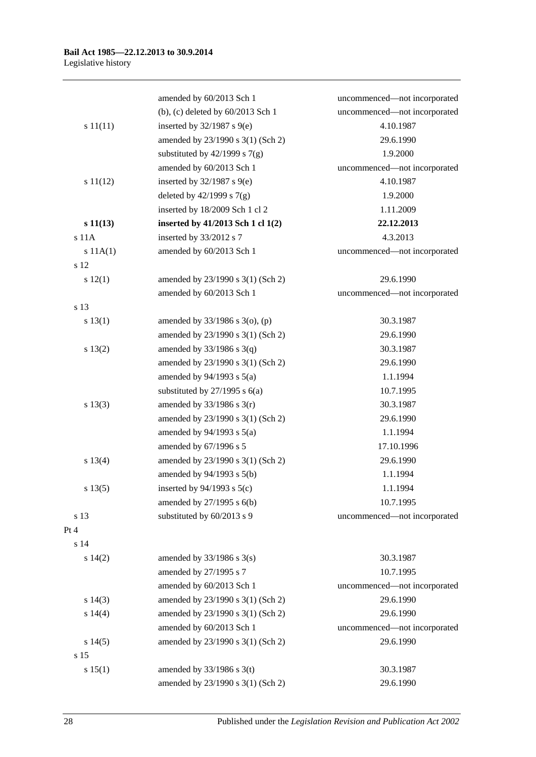| | | |
|---|---|---|
| | amended by 60/2013 Sch 1 | uncommenced—not incorporated |
| | (b), (c) deleted by 60/2013 Sch 1 | uncommenced—not incorporated |
| s 11(11) | inserted by 32/1987 s 9(e) | 4.10.1987 |
| | amended by 23/1990 s 3(1) (Sch 2) | 29.6.1990 |
| | substituted by 42/1999 s 7(g) | 1.9.2000 |
| | amended by 60/2013 Sch 1 | uncommenced—not incorporated |
| s 11(12) | inserted by 32/1987 s 9(e) | 4.10.1987 |
| | deleted by 42/1999 s 7(g) | 1.9.2000 |
| | inserted by 18/2009 Sch 1 cl 2 | 1.11.2009 |
| **s 11(13)** | **inserted by 41/2013 Sch 1 cl 1(2)** | **22.12.2013** |
| s 11A | inserted by 33/2012 s 7 | 4.3.2013 |
| s 11A(1) | amended by 60/2013 Sch 1 | uncommenced—not incorporated |
| s 12 | | |
| s 12(1) | amended by 23/1990 s 3(1) (Sch 2) | 29.6.1990 |
| | amended by 60/2013 Sch 1 | uncommenced—not incorporated |
| s 13 | | |
| s 13(1) | amended by 33/1986 s 3(o), (p) | 30.3.1987 |
| | amended by 23/1990 s 3(1) (Sch 2) | 29.6.1990 |
| s 13(2) | amended by 33/1986 s 3(q) | 30.3.1987 |
| | amended by 23/1990 s 3(1) (Sch 2) | 29.6.1990 |
| | amended by 94/1993 s 5(a) | 1.1.1994 |
| | substituted by 27/1995 s 6(a) | 10.7.1995 |
| s 13(3) | amended by 33/1986 s 3(r) | 30.3.1987 |
| | amended by 23/1990 s 3(1) (Sch 2) | 29.6.1990 |
| | amended by 94/1993 s 5(a) | 1.1.1994 |
| | amended by 67/1996 s 5 | 17.10.1996 |
| s 13(4) | amended by 23/1990 s 3(1) (Sch 2) | 29.6.1990 |
| | amended by 94/1993 s 5(b) | 1.1.1994 |
| s 13(5) | inserted by 94/1993 s 5(c) | 1.1.1994 |
| | amended by 27/1995 s 6(b) | 10.7.1995 |
| s 13 | substituted by 60/2013 s 9 | uncommenced—not incorporated |
| Pt 4 | | |
| s 14 | | |
| s 14(2) | amended by 33/1986 s 3(s) | 30.3.1987 |
| | amended by 27/1995 s 7 | 10.7.1995 |
| | amended by 60/2013 Sch 1 | uncommenced—not incorporated |
| s 14(3) | amended by 23/1990 s 3(1) (Sch 2) | 29.6.1990 |
| s 14(4) | amended by 23/1990 s 3(1) (Sch 2) | 29.6.1990 |
| | amended by 60/2013 Sch 1 | uncommenced—not incorporated |
| s 14(5) | amended by 23/1990 s 3(1) (Sch 2) | 29.6.1990 |
| s 15 | | |
| s 15(1) | amended by 33/1986 s 3(t) | 30.3.1987 |
| | amended by 23/1990 s 3(1) (Sch 2) | 29.6.1990 |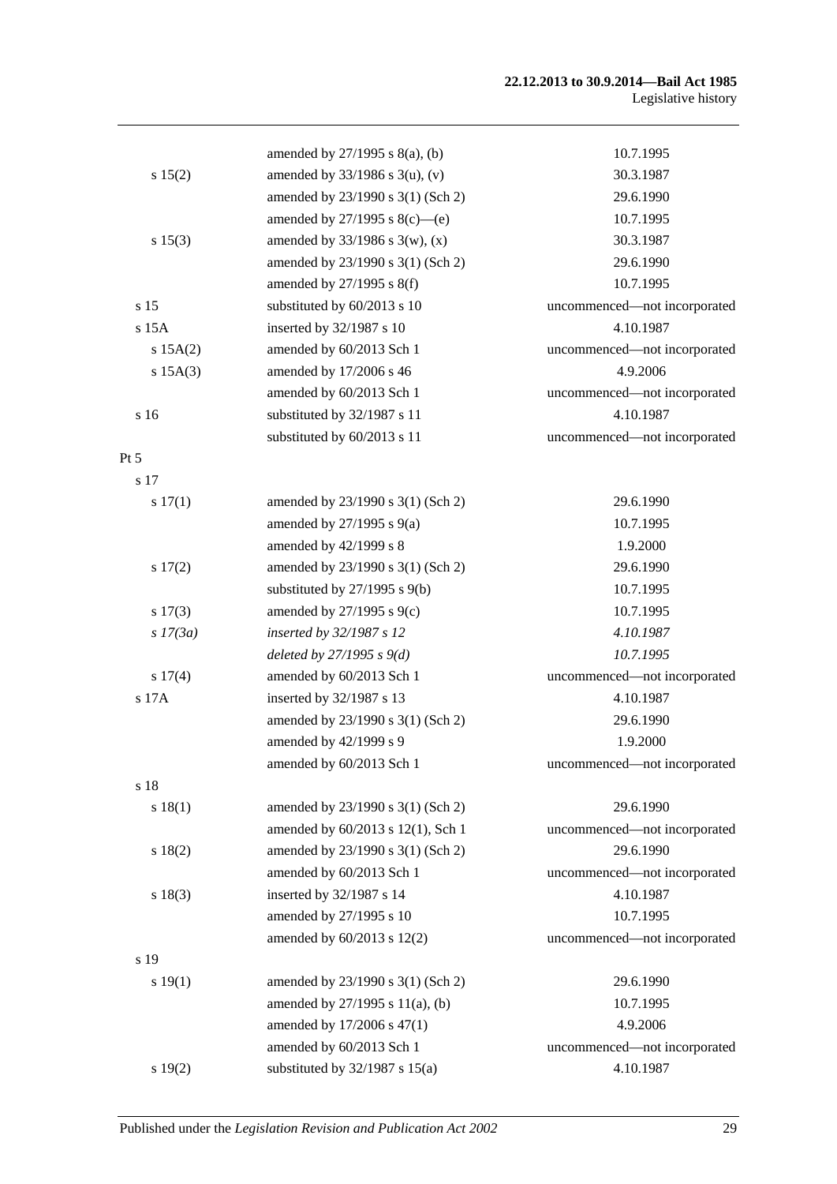| | | |
|---|---|---|
| | amended by 27/1995 s 8(a), (b) | 10.7.1995 |
| s 15(2) | amended by 33/1986 s 3(u), (v) | 30.3.1987 |
| | amended by 23/1990 s 3(1) (Sch 2) | 29.6.1990 |
| | amended by 27/1995 s 8(c)—(e) | 10.7.1995 |
| s 15(3) | amended by 33/1986 s 3(w), (x) | 30.3.1987 |
| | amended by 23/1990 s 3(1) (Sch 2) | 29.6.1990 |
| | amended by 27/1995 s 8(f) | 10.7.1995 |
| s 15 | substituted by 60/2013 s 10 | uncommenced—not incorporated |
| s 15A | inserted by 32/1987 s 10 | 4.10.1987 |
| s 15A(2) | amended by 60/2013 Sch 1 | uncommenced—not incorporated |
| s 15A(3) | amended by 17/2006 s 46 | 4.9.2006 |
| | amended by 60/2013 Sch 1 | uncommenced—not incorporated |
| s 16 | substituted by 32/1987 s 11 | 4.10.1987 |
| | substituted by 60/2013 s 11 | uncommenced—not incorporated |
| Pt 5 | | |
| s 17 | | |
| s 17(1) | amended by 23/1990 s 3(1) (Sch 2) | 29.6.1990 |
| | amended by 27/1995 s 9(a) | 10.7.1995 |
| | amended by 42/1999 s 8 | 1.9.2000 |
| s 17(2) | amended by 23/1990 s 3(1) (Sch 2) | 29.6.1990 |
| | substituted by 27/1995 s 9(b) | 10.7.1995 |
| s 17(3) | amended by 27/1995 s 9(c) | 10.7.1995 |
| *s 17(3a)* | *inserted by 32/1987 s 12* | *4.10.1987* |
| | *deleted by 27/1995 s 9(d)* | *10.7.1995* |
| s 17(4) | amended by 60/2013 Sch 1 | uncommenced—not incorporated |
| s 17A | inserted by 32/1987 s 13 | 4.10.1987 |
| | amended by 23/1990 s 3(1) (Sch 2) | 29.6.1990 |
| | amended by 42/1999 s 9 | 1.9.2000 |
| | amended by 60/2013 Sch 1 | uncommenced—not incorporated |
| s 18 | | |
| s 18(1) | amended by 23/1990 s 3(1) (Sch 2) | 29.6.1990 |
| | amended by 60/2013 s 12(1), Sch 1 | uncommenced—not incorporated |
| s 18(2) | amended by 23/1990 s 3(1) (Sch 2) | 29.6.1990 |
| | amended by 60/2013 Sch 1 | uncommenced—not incorporated |
| s 18(3) | inserted by 32/1987 s 14 | 4.10.1987 |
| | amended by 27/1995 s 10 | 10.7.1995 |
| | amended by 60/2013 s 12(2) | uncommenced—not incorporated |
| s 19 | | |
| s 19(1) | amended by 23/1990 s 3(1) (Sch 2) | 29.6.1990 |
| | amended by 27/1995 s 11(a), (b) | 10.7.1995 |
| | amended by 17/2006 s 47(1) | 4.9.2006 |
| | amended by 60/2013 Sch 1 | uncommenced—not incorporated |
| s 19(2) | substituted by 32/1987 s 15(a) | 4.10.1987 |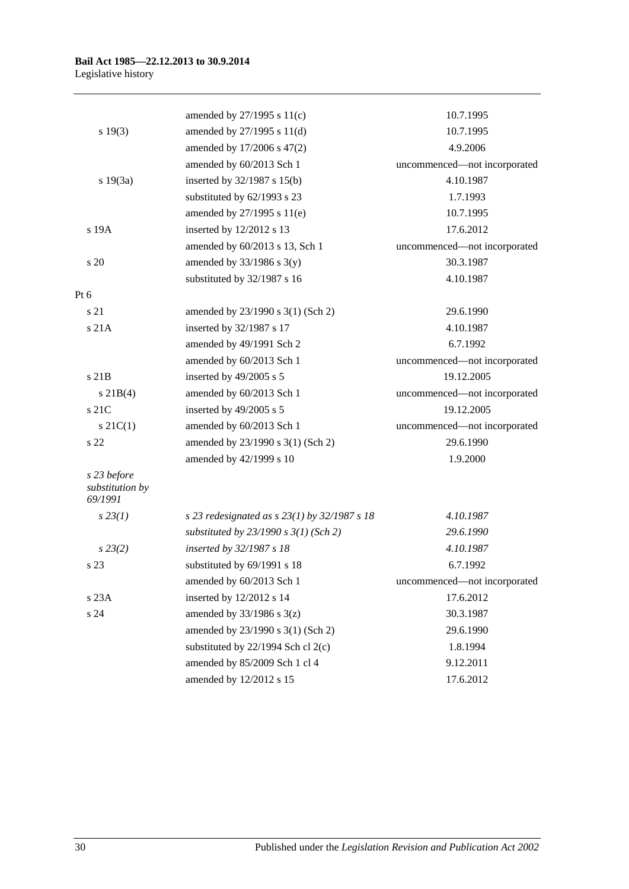| | | |
|---|---|---|
| | amended by 27/1995 s 11(c) | 10.7.1995 |
| s 19(3) | amended by 27/1995 s 11(d) | 10.7.1995 |
| | amended by 17/2006 s 47(2) | 4.9.2006 |
| | amended by 60/2013 Sch 1 | uncommenced—not incorporated |
| s 19(3a) | inserted by 32/1987 s 15(b) | 4.10.1987 |
| | substituted by 62/1993 s 23 | 1.7.1993 |
| | amended by 27/1995 s 11(e) | 10.7.1995 |
| s 19A | inserted by 12/2012 s 13 | 17.6.2012 |
| | amended by 60/2013 s 13, Sch 1 | uncommenced—not incorporated |
| s 20 | amended by 33/1986 s 3(y) | 30.3.1987 |
| | substituted by 32/1987 s 16 | 4.10.1987 |
| Pt 6 | | |
| s 21 | amended by 23/1990 s 3(1) (Sch 2) | 29.6.1990 |
| s 21A | inserted by 32/1987 s 17 | 4.10.1987 |
| | amended by 49/1991 Sch 2 | 6.7.1992 |
| | amended by 60/2013 Sch 1 | uncommenced—not incorporated |
| s 21B | inserted by 49/2005 s 5 | 19.12.2005 |
| s 21B(4) | amended by 60/2013 Sch 1 | uncommenced—not incorporated |
| s 21C | inserted by 49/2005 s 5 | 19.12.2005 |
| s 21C(1) | amended by 60/2013 Sch 1 | uncommenced—not incorporated |
| s 22 | amended by 23/1990 s 3(1) (Sch 2) | 29.6.1990 |
| | amended by 42/1999 s 10 | 1.9.2000 |
| *s 23 before substitution by 69/1991* | | |
| *s 23(1)* | *s 23 redesignated as s 23(1) by 32/1987 s 18* | *4.10.1987* |
| | *substituted by 23/1990 s 3(1) (Sch 2)* | *29.6.1990* |
| *s 23(2)* | *inserted by 32/1987 s 18* | *4.10.1987* |
| s 23 | substituted by 69/1991 s 18 | 6.7.1992 |
| | amended by 60/2013 Sch 1 | uncommenced—not incorporated |
| s 23A | inserted by 12/2012 s 14 | 17.6.2012 |
| s 24 | amended by 33/1986 s 3(z) | 30.3.1987 |
| | amended by 23/1990 s 3(1) (Sch 2) | 29.6.1990 |
| | substituted by 22/1994 Sch cl 2(c) | 1.8.1994 |
| | amended by 85/2009 Sch 1 cl 4 | 9.12.2011 |
| | amended by 12/2012 s 15 | 17.6.2012 |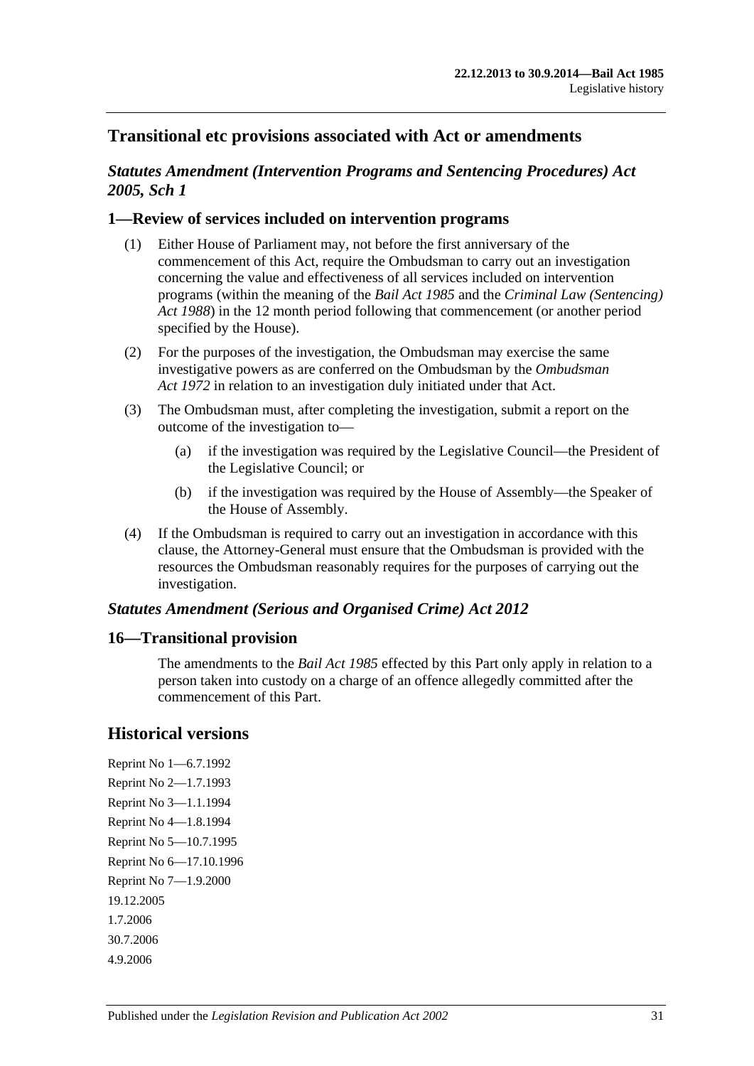## Transitional etc provisions associated with Act or amendments

### *Statutes Amendment (Intervention Programs and Sentencing Procedures) Act 2005, Sch 1*

### 1—Review of services included on intervention programs

(1) Either House of Parliament may, not before the first anniversary of the commencement of this Act, require the Ombudsman to carry out an investigation concerning the value and effectiveness of all services included on intervention programs (within the meaning of the *Bail Act 1985* and the *Criminal Law (Sentencing) Act 1988*) in the 12 month period following that commencement (or another period specified by the House).

(2) For the purposes of the investigation, the Ombudsman may exercise the same investigative powers as are conferred on the Ombudsman by the *Ombudsman Act 1972* in relation to an investigation duly initiated under that Act.

(3) The Ombudsman must, after completing the investigation, submit a report on the outcome of the investigation to—

(a) if the investigation was required by the Legislative Council—the President of the Legislative Council; or

(b) if the investigation was required by the House of Assembly—the Speaker of the House of Assembly.

(4) If the Ombudsman is required to carry out an investigation in accordance with this clause, the Attorney-General must ensure that the Ombudsman is provided with the resources the Ombudsman reasonably requires for the purposes of carrying out the investigation.

### *Statutes Amendment (Serious and Organised Crime) Act 2012*

### 16—Transitional provision

The amendments to the *Bail Act 1985* effected by this Part only apply in relation to a person taken into custody on a charge of an offence allegedly committed after the commencement of this Part.

## Historical versions

Reprint No 1—6.7.1992

Reprint No 2—1.7.1993

Reprint No 3—1.1.1994

Reprint No 4—1.8.1994

Reprint No 5—10.7.1995

Reprint No 6—17.10.1996

Reprint No 7—1.9.2000

19.12.2005

1.7.2006

30.7.2006

4.9.2006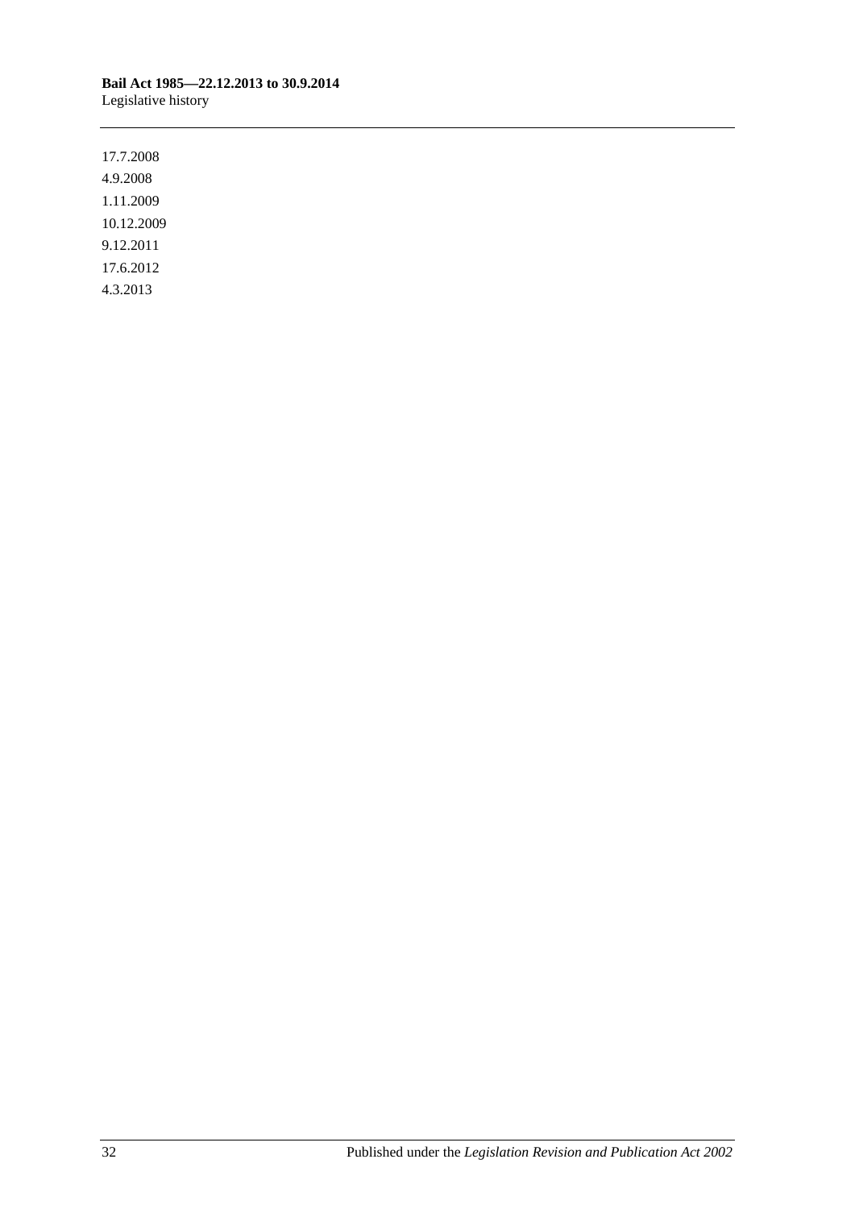17.7.2008

4.9.2008

1.11.2009

10.12.2009

9.12.2011

17.6.2012

4.3.2013